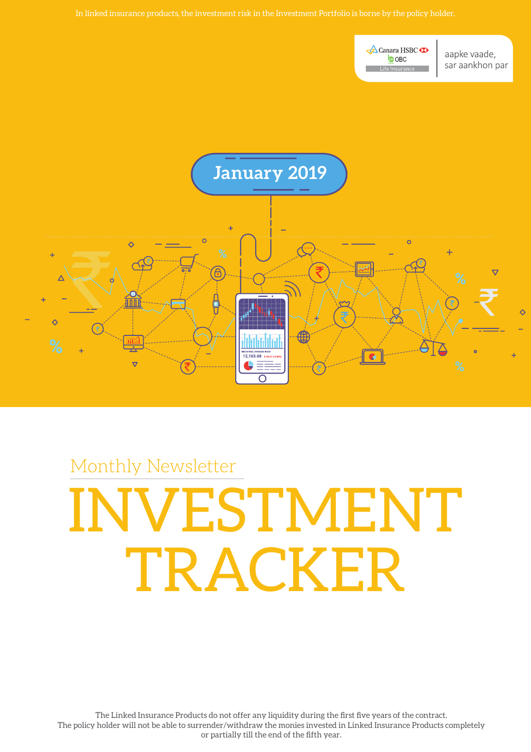In linked insurance products, the investment risk in the Investment Portfolio is borne by the policy holder.

Canara HSBC OBC Life Insurance

aapke vaade, sar aankhon par

January 2019

Monthly Newsletter

# INVESTMENT TRACKER

The Linked Insurance Products do not offer any liquidity during the first five years of the contract. The policy holder will not be able to surrender/withdraw the monies invested in Linked Insurance Products completely or partially till the end of the fifth year.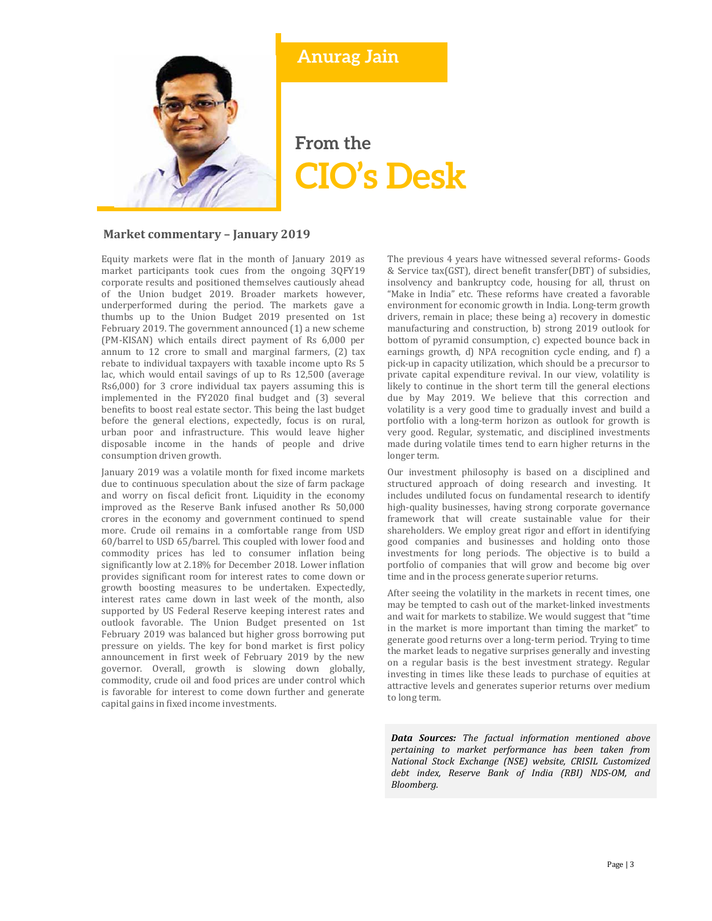**Anurag Jain**

# From the CIO's Desk

## Market commentary – January 2019

Equity markets were flat in the month of January 2019 as market participants took cues from the ongoing 3QFY19 corporate results and positioned themselves cautiously ahead of the Union budget 2019. Broader markets however, underperformed during the period. The markets gave a thumbs up to the Union Budget 2019 presented on 1st February 2019. The government announced (1) a new scheme (PM-KISAN) which entails direct payment of Rs 6,000 per annum to 12 crore to small and marginal farmers, (2) tax rebate to individual taxpayers with taxable income upto Rs 5 lac, which would entail savings of up to Rs 12,500 (average Rs6,000) for 3 crore individual tax payers assuming this is implemented in the FY2020 final budget and (3) several benefits to boost real estate sector. This being the last budget before the general elections, expectedly, focus is on rural, urban poor and infrastructure. This would leave higher disposable income in the hands of people and drive consumption driven growth.

January 2019 was a volatile month for fixed income markets due to continuous speculation about the size of farm package and worry on fiscal deficit front. Liquidity in the economy improved as the Reserve Bank infused another Rs 50,000 crores in the economy and government continued to spend more. Crude oil remains in a comfortable range from USD 60/barrel to USD 65/barrel. This coupled with lower food and commodity prices has led to consumer inflation being significantly low at 2.18% for December 2018. Lower inflation provides significant room for interest rates to come down or growth boosting measures to be undertaken. Expectedly, interest rates came down in last week of the month, also supported by US Federal Reserve keeping interest rates and outlook favorable. The Union Budget presented on 1st February 2019 was balanced but higher gross borrowing put pressure on yields. The key for bond market is first policy announcement in first week of February 2019 by the new governor. Overall, growth is slowing down globally, commodity, crude oil and food prices are under control which is favorable for interest to come down further and generate capital gains in fixed income investments.

The previous 4 years have witnessed several reforms- Goods & Service tax(GST), direct benefit transfer(DBT) of subsidies, insolvency and bankruptcy code, housing for all, thrust on "Make in India" etc. These reforms have created a favorable environment for economic growth in India. Long-term growth drivers, remain in place; these being a) recovery in domestic manufacturing and construction, b) strong 2019 outlook for bottom of pyramid consumption, c) expected bounce back in earnings growth, d) NPA recognition cycle ending, and f) a pick-up in capacity utilization, which should be a precursor to private capital expenditure revival. In our view, volatility is likely to continue in the short term till the general elections due by May 2019. We believe that this correction and volatility is a very good time to gradually invest and build a portfolio with a long-term horizon as outlook for growth is very good. Regular, systematic, and disciplined investments made during volatile times tend to earn higher returns in the longer term.

Our investment philosophy is based on a disciplined and structured approach of doing research and investing. It includes undiluted focus on fundamental research to identify high-quality businesses, having strong corporate governance framework that will create sustainable value for their shareholders. We employ great rigor and effort in identifying good companies and businesses and holding onto those investments for long periods. The objective is to build a portfolio of companies that will grow and become big over time and in the process generate superior returns.

After seeing the volatility in the markets in recent times, one may be tempted to cash out of the market-linked investments and wait for markets to stabilize. We would suggest that "time in the market is more important than timing the market" to generate good returns over a long-term period. Trying to time the market leads to negative surprises generally and investing on a regular basis is the best investment strategy. Regular investing in times like these leads to purchase of equities at attractive levels and generates superior returns over medium to long term.

***Data Sources:*** *The factual information mentioned above pertaining to market performance has been taken from National Stock Exchange (NSE) website, CRISIL Customized debt index, Reserve Bank of India (RBI) NDS-OM, and Bloomberg.*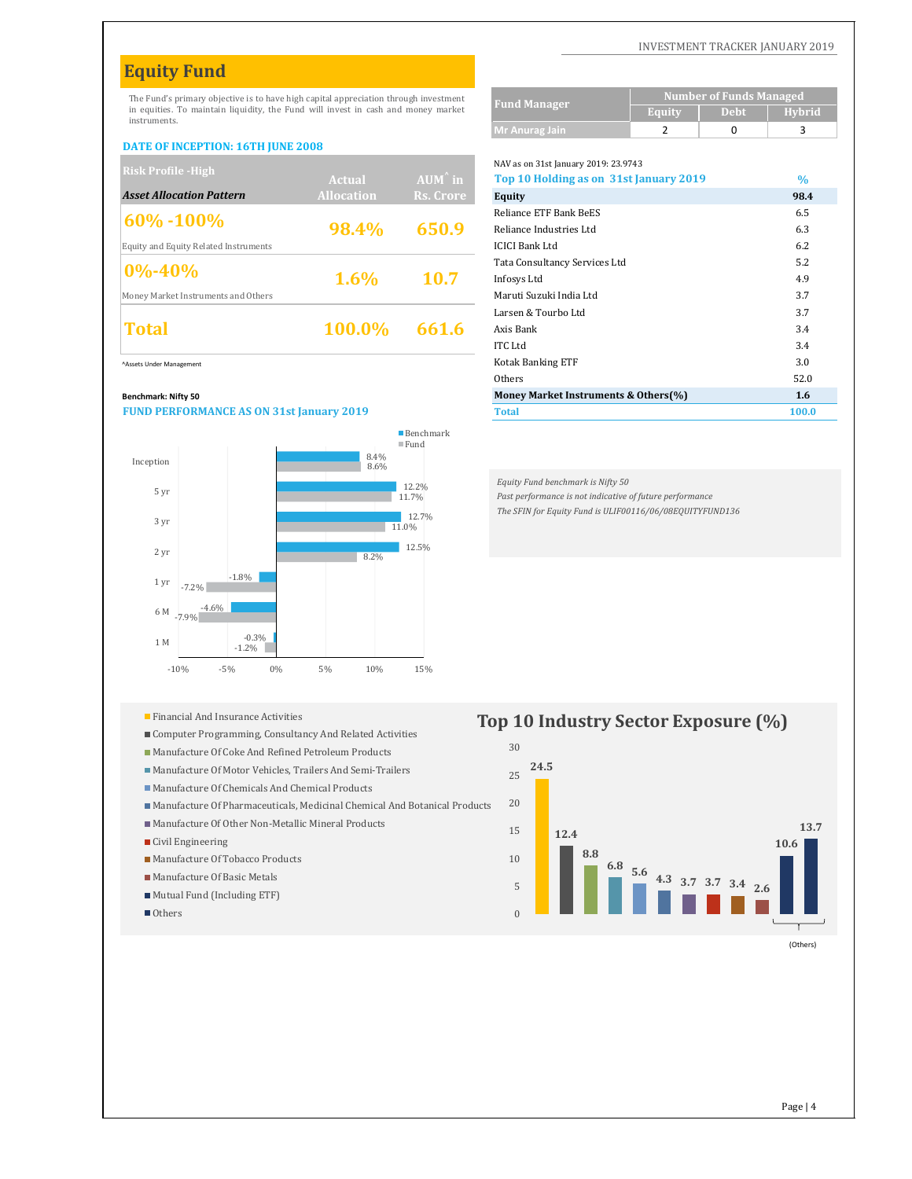# Equity Fund

The Fund's primary objective is to have high capital appreciation through investment in equities. To maintain liquidity, the Fund will invest in cash and money market instruments.

**DATE OF INCEPTION: 16TH JUNE 2008**

| Risk Profile -High<br>*Asset Allocation Pattern* | Actual Allocation | AUM^ in Rs. Crore |
|---|---|---|
| **60% -100%**<br>Equity and Equity Related Instruments | 98.4% | 650.9 |
| **0%-40%**<br>Money Market Instruments and Others | 1.6% | 10.7 |
| **Total** | 100.0% | 661.6 |

^Assets Under Management

| Fund Manager | Number of Funds Managed | | |
|---|---|---|---|
| | Equity | Debt | Hybrid |
| Mr Anurag Jain | 2 | 0 | 3 |

NAV as on 31st January 2019: 23.9743

| Top 10 Holding as on 31st January 2019 | % |
|---|---|
| **Equity** | **98.4** |
| Reliance ETF Bank BeES | 6.5 |
| Reliance Industries Ltd | 6.3 |
| ICICI Bank Ltd | 6.2 |
| Tata Consultancy Services Ltd | 5.2 |
| Infosys Ltd | 4.9 |
| Maruti Suzuki India Ltd | 3.7 |
| Larsen & Tourbo Ltd | 3.7 |
| Axis Bank | 3.4 |
| ITC Ltd | 3.4 |
| Kotak Banking ETF | 3.0 |
| Others | 52.0 |
| **Money Market Instruments & Others(%)** | **1.6** |
| **Total** | **100.0** |

**Benchmark: Nifty 50**

**FUND PERFORMANCE AS ON 31st January 2019**

| Period | Benchmark | Fund |
|---|---|---|
| Inception | 8.4% | 8.6% |
| 5 yr | 12.2% | 11.7% |
| 3 yr | 12.7% | 11.0% |
| 2 yr | 12.5% | 8.2% |
| 1 yr | -1.8% | -7.2% |
| 6 M | -4.6% | -7.9% |
| 1 M | -0.3% | -1.2% |

*Equity Fund benchmark is Nifty 50*

*Past performance is not indicative of future performance*

*The SFIN for Equity Fund is ULIF00116/06/08EQUITYFUND136*

## Top 10 Industry Sector Exposure (%)

| Sector | % |
|---|---|
| Financial And Insurance Activities | 24.5 |
| Computer Programming, Consultancy And Related Activities | 12.4 |
| Manufacture Of Coke And Refined Petroleum Products | 8.8 |
| Manufacture Of Motor Vehicles, Trailers And Semi-Trailers | 6.8 |
| Manufacture Of Chemicals And Chemical Products | 5.6 |
| Manufacture Of Pharmaceuticals, Medicinal Chemical And Botanical Products | 4.3 |
| Manufacture Of Other Non-Metallic Mineral Products | 3.7 |
| Civil Engineering | 3.7 |
| Manufacture Of Tobacco Products | 3.4 |
| Manufacture Of Basic Metals | 2.6 |
| Mutual Fund (Including ETF) (Others) | 10.6 |
| Others (Others) | 13.7 |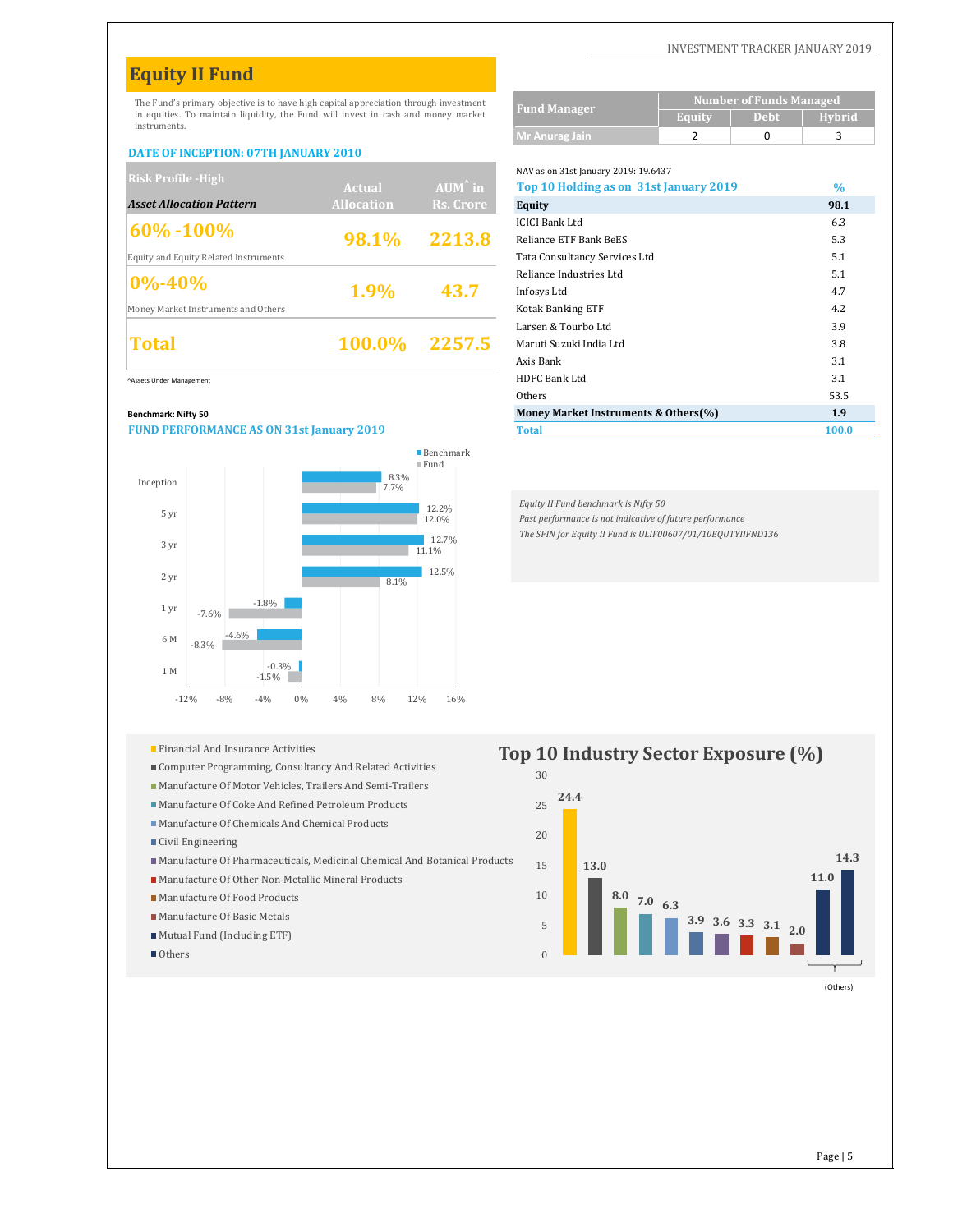## Equity II Fund

The Fund's primary objective is to have high capital appreciation through investment in equities. To maintain liquidity, the Fund will invest in cash and money market instruments.

**DATE OF INCEPTION: 07TH JANUARY 2010**

| Risk Profile -High<br>*Asset Allocation Pattern* | Actual Allocation | AUM^ in Rs. Crore |
|---|---|---|
| **60% -100%**<br>Equity and Equity Related Instruments | **98.1%** | **2213.8** |
| **0%-40%**<br>Money Market Instruments and Others | **1.9%** | **43.7** |
| **Total** | **100.0%** | **2257.5** |

^Assets Under Management

| Fund Manager | Number of Funds Managed | | |
|---|---|---|---|
| | Equity | Debt | Hybrid |
| Mr Anurag Jain | 2 | 0 | 3 |

NAV as on 31st January 2019: 19.6437

| Top 10 Holding as on 31st January 2019 | % |
|---|---|
| **Equity** | **98.1** |
| ICICI Bank Ltd | 6.3 |
| Reliance ETF Bank BeES | 5.3 |
| Tata Consultancy Services Ltd | 5.1 |
| Reliance Industries Ltd | 5.1 |
| Infosys Ltd | 4.7 |
| Kotak Banking ETF | 4.2 |
| Larsen & Tourbo Ltd | 3.9 |
| Maruti Suzuki India Ltd | 3.8 |
| Axis Bank | 3.1 |
| HDFC Bank Ltd | 3.1 |
| Others | 53.5 |
| **Money Market Instruments & Others(%)** | **1.9** |
| **Total** | **100.0** |

**Benchmark: Nifty 50**

**FUND PERFORMANCE AS ON 31st January 2019**

| Period | Benchmark | Fund |
|---|---|---|
| Inception | 8.3% | 7.7% |
| 5 yr | 12.2% | 12.0% |
| 3 yr | 12.7% | 11.1% |
| 2 yr | 12.5% | 8.1% |
| 1 yr | -1.8% | -7.6% |
| 6 M | -4.6% | -8.3% |
| 1 M | -0.3% | -1.5% |

*Equity II Fund benchmark is Nifty 50*
*Past performance is not indicative of future performance*
*The SFIN for Equity II Fund is ULIF00607/01/10EQUTYIIFND136*

### Top 10 Industry Sector Exposure (%)

| Sector | % |
|---|---|
| Financial And Insurance Activities | 24.4 |
| Computer Programming, Consultancy And Related Activities | 13.0 |
| Manufacture Of Motor Vehicles, Trailers And Semi-Trailers | 8.0 |
| Manufacture Of Coke And Refined Petroleum Products | 7.0 |
| Manufacture Of Chemicals And Chemical Products | 6.3 |
| Civil Engineering | 3.9 |
| Manufacture Of Pharmaceuticals, Medicinal Chemical And Botanical Products | 3.6 |
| Manufacture Of Other Non-Metallic Mineral Products | 3.3 |
| Manufacture Of Food Products | 3.1 |
| Manufacture Of Basic Metals | 2.0 |
| Mutual Fund (Including ETF) (Others) | 11.0 |
| Others (Others) | 14.3 |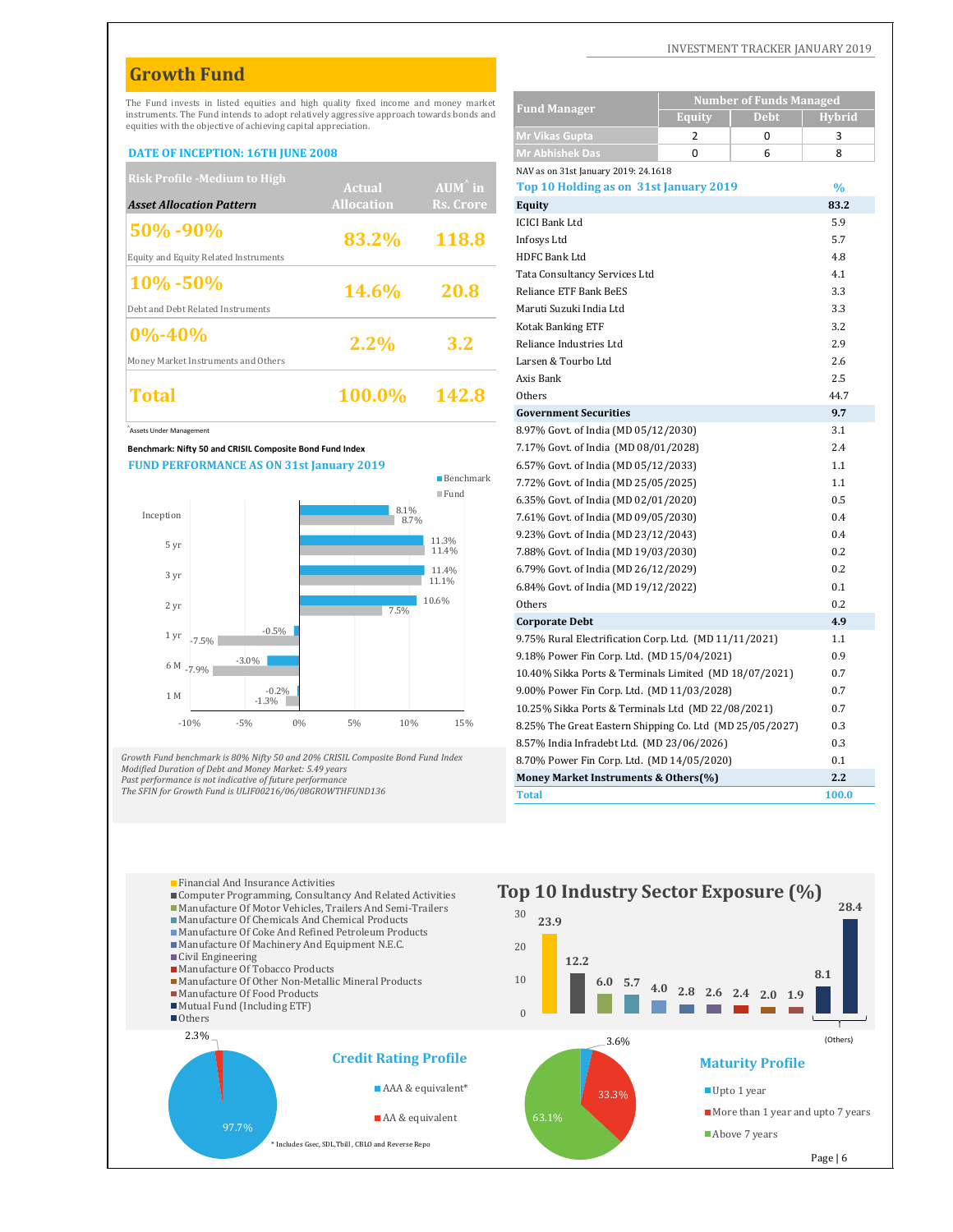## Growth Fund

The Fund invests in listed equities and high quality fixed income and money market instruments. The Fund intends to adopt relatively aggressive approach towards bonds and equities with the objective of achieving capital appreciation.

**DATE OF INCEPTION: 16TH JUNE 2008**

| Risk Profile -Medium to High<br>*Asset Allocation Pattern* | Actual Allocation | AUM^ in Rs. Crore |
|---|---|---|
| **50% -90%**<br>Equity and Equity Related Instruments | 83.2% | 118.8 |
| **10% -50%**<br>Debt and Debt Related Instruments | 14.6% | 20.8 |
| **0%-40%**<br>Money Market Instruments and Others | 2.2% | 3.2 |
| **Total** | 100.0% | 142.8 |

^Assets Under Management

**Benchmark: Nifty 50 and CRISIL Composite Bond Fund Index**

**FUND PERFORMANCE AS ON 31st January 2019**

| Period | Benchmark | Fund |
|---|---|---|
| Inception | 8.1% | 8.7% |
| 5 yr | 11.3% | 11.4% |
| 3 yr | 11.4% | 11.1% |
| 2 yr | 10.6% | 7.5% |
| 1 yr | -0.5% | -7.5% |
| 6 M | -3.0% | -7.9% |
| 1 M | -0.2% | -1.3% |

*Growth Fund benchmark is 80% Nifty 50 and 20% CRISIL Composite Bond Fund Index*
*Modified Duration of Debt and Money Market: 5.49 years*
*Past performance is not indicative of future performance*
*The SFIN for Growth Fund is ULIF00216/06/08GROWTHFUND136*

| Fund Manager | Number of Funds Managed | | |
|---|---|---|---|
| | Equity | Debt | Hybrid |
| Mr Vikas Gupta | 2 | 0 | 3 |
| Mr Abhishek Das | 0 | 6 | 8 |

NAV as on 31st January 2019: 24.1618

| Top 10 Holding as on 31st January 2019 | % |
|---|---|
| **Equity** | **83.2** |
| ICICI Bank Ltd | 5.9 |
| Infosys Ltd | 5.7 |
| HDFC Bank Ltd | 4.8 |
| Tata Consultancy Services Ltd | 4.1 |
| Reliance ETF Bank BeES | 3.3 |
| Maruti Suzuki India Ltd | 3.3 |
| Kotak Banking ETF | 3.2 |
| Reliance Industries Ltd | 2.9 |
| Larsen & Turbo Ltd | 2.6 |
| Axis Bank | 2.5 |
| Others | 44.7 |
| **Government Securities** | **9.7** |
| 8.97% Govt. of India (MD 05/12/2030) | 3.1 |
| 7.17% Govt. of India (MD 08/01/2028) | 2.4 |
| 6.57% Govt. of India (MD 05/12/2033) | 1.1 |
| 7.72% Govt. of India (MD 25/05/2025) | 1.1 |
| 6.35% Govt. of India (MD 02/01/2020) | 0.5 |
| 7.61% Govt. of India (MD 09/05/2030) | 0.4 |
| 9.23% Govt. of India (MD 23/12/2043) | 0.4 |
| 7.88% Govt. of India (MD 19/03/2030) | 0.2 |
| 6.79% Govt. of India (MD 26/12/2029) | 0.2 |
| 6.84% Govt. of India (MD 19/12/2022) | 0.1 |
| Others | 0.2 |
| **Corporate Debt** | **4.9** |
| 9.75% Rural Electrification Corp. Ltd. (MD 11/11/2021) | 1.1 |
| 9.18% Power Fin Corp. Ltd. (MD 15/04/2021) | 0.9 |
| 10.40% Sikka Ports & Terminals Limited (MD 18/07/2021) | 0.7 |
| 9.00% Power Fin Corp. Ltd. (MD 11/03/2028) | 0.7 |
| 10.25% Sikka Ports & Terminals Ltd (MD 22/08/2021) | 0.7 |
| 8.25% The Great Eastern Shipping Co. Ltd (MD 25/05/2027) | 0.3 |
| 8.57% India Infradebt Ltd. (MD 23/06/2026) | 0.3 |
| 8.70% Power Fin Corp. Ltd. (MD 14/05/2020) | 0.1 |
| **Money Market Instruments & Others(%)** | **2.2** |
| **Total** | **100.0** |

## Top 10 Industry Sector Exposure (%)

| Sector | % |
|---|---|
| Financial And Insurance Activities | 23.9 |
| Computer Programming, Consultancy And Related Activities | 12.2 |
| Manufacture Of Motor Vehicles, Trailers And Semi-Trailers | 6.0 |
| Manufacture Of Chemicals And Chemical Products | 5.7 |
| Manufacture Of Coke And Refined Petroleum Products | 4.0 |
| Manufacture Of Machinery And Equipment N.E.C. | 2.8 |
| Civil Engineering | 2.6 |
| Manufacture Of Tobacco Products | 2.4 |
| Manufacture Of Other Non-Metallic Mineral Products | 2.0 |
| Manufacture Of Food Products | 1.9 |
| Mutual Fund (Including ETF) | 8.1 |
| Others | 28.4 |

## Credit Rating Profile

| Rating | % |
|---|---|
| AAA & equivalent* | 97.7% |
| AA & equivalent | 2.3% |

\* Includes Gsec, SDL,Tbill, CBLO and Reverse Repo

## Maturity Profile

| Maturity | % |
|---|---|
| Upto 1 year | 3.6% |
| More than 1 year and upto 7 years | 33.3% |
| Above 7 years | 63.1% |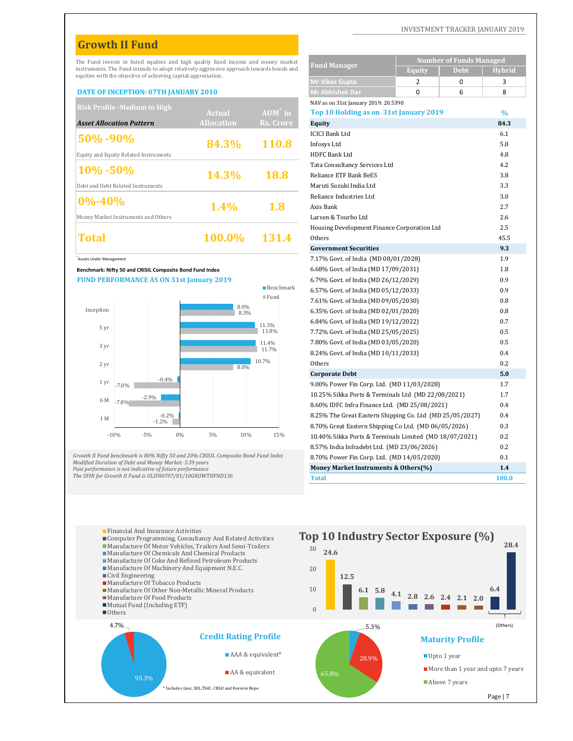## Growth II Fund

The Fund invests in listed equities and high quality fixed income and money market instruments. The Fund intends to adopt relatively aggressive approach towards bonds and equities with the objective of achieving capital appreciation.

**DATE OF INCEPTION: 07TH JANUARY 2010**

| Risk Profile -Medium to High / Asset Allocation Pattern | Actual Allocation | AUM^ in Rs. Crore |
|---|---|---|
| 50% -90% Equity and Equity Related Instruments | 84.3% | 110.8 |
| 10% -50% Debt and Debt Related Instruments | 14.3% | 18.8 |
| 0%-40% Money Market Instruments and Others | 1.4% | 1.8 |
| **Total** | **100.0%** | **131.4** |

^Assets Under Management

**Benchmark: Nifty 50 and CRISIL Composite Bond Fund Index**

**FUND PERFORMANCE AS ON 31st January 2019**

| Period | Benchmark | Fund |
|---|---|---|
| Inception | 8.0% | 8.3% |
| 5 yr | 11.3% | 11.8% |
| 3 yr | 11.4% | 11.7% |
| 2 yr | 10.7% | 8.0% |
| 1 yr | -0.4% | -7.0% |
| 6 M | -2.9% | -7.8% |
| 1 M | -0.2% | -1.2% |

*Growth II Fund benchmark is 80% Nifty 50 and 20% CRISIL Composite Bond Fund Index*
*Modified Duration of Debt and Money Market: 5.39 years*
*Past performance is not indicative of future performance*
*The SFIN for Growth II Fund is ULIF00707/01/10GROWTIIFND136*

| Fund Manager | Number of Funds Managed - Equity | Debt | Hybrid |
|---|---|---|---|
| Mr Vikas Gupta | 2 | 0 | 3 |
| Mr Abhishek Das | 0 | 6 | 8 |

NAV as on 31st January 2019: 20.5390

| Top 10 Holding as on 31st January 2019 | % |
|---|---|
| **Equity** | **84.3** |
| ICICI Bank Ltd | 6.1 |
| Infosys Ltd | 5.8 |
| HDFC Bank Ltd | 4.8 |
| Tata Consultancy Services Ltd | 4.2 |
| Reliance ETF Bank BeES | 3.8 |
| Maruti Suzuki India Ltd | 3.3 |
| Reliance Industries Ltd | 3.0 |
| Axis Bank | 2.7 |
| Larsen & Tourbo Ltd | 2.6 |
| Housing Development Finance Corporation Ltd | 2.5 |
| Others | 45.5 |
| **Government Securities** | **9.3** |
| 7.17% Govt. of India (MD 08/01/2028) | 1.9 |
| 6.68% Govt. of India (MD 17/09/2031) | 1.8 |
| 6.79% Govt. of India (MD 26/12/2029) | 0.9 |
| 6.57% Govt. of India (MD 05/12/2033) | 0.9 |
| 7.61% Govt. of India (MD 09/05/2030) | 0.8 |
| 6.35% Govt. of India (MD 02/01/2020) | 0.8 |
| 6.84% Govt. of India (MD 19/12/2022) | 0.7 |
| 7.72% Govt. of India (MD 25/05/2025) | 0.5 |
| 7.80% Govt. of India (MD 03/05/2020) | 0.5 |
| 8.24% Govt. of India (MD 10/11/2033) | 0.4 |
| Others | 0.2 |
| **Corporate Debt** | **5.0** |
| 9.00% Power Fin Corp. Ltd. (MD 11/03/2028) | 1.7 |
| 10.25% Sikka Ports & Terminals Ltd (MD 22/08/2021) | 1.7 |
| 8.60% IDFC Infra Finance Ltd. (MD 25/08/2021) | 0.4 |
| 8.25% The Great Eastern Shipping Co. Ltd (MD 25/05/2027) | 0.4 |
| 8.70% Great Eastern Shipping Co Ltd. (MD 06/05/2026) | 0.3 |
| 10.40% Sikka Ports & Terminals Limited (MD 18/07/2021) | 0.2 |
| 8.57% India Infradebt Ltd. (MD 23/06/2026) | 0.2 |
| 8.70% Power Fin Corp. Ltd. (MD 14/05/2020) | 0.1 |
| **Money Market Instruments & Others(%)** | **1.4** |
| **Total** | **100.0** |

### Top 10 Industry Sector Exposure (%)

| Sector | % |
|---|---|
| Financial And Insurance Activities | 24.6 |
| Computer Programming, Consultancy And Related Activities | 12.5 |
| Manufacture Of Motor Vehicles, Trailers And Semi-Trailers | 6.1 |
| Manufacture Of Chemicals And Chemical Products | 5.8 |
| Manufacture Of Coke And Refined Petroleum Products | 4.1 |
| Manufacture Of Machinery And Equipment N.E.C. | 2.8 |
| Civil Engineering | 2.6 |
| Manufacture Of Tobacco Products | 2.4 |
| Manufacture Of Other Non-Metallic Mineral Products | 2.1 |
| Manufacture Of Food Products | 2.0 |
| Mutual Fund (Including ETF) | 6.4 |
| Others | 28.4 |

### Credit Rating Profile

| Rating | % |
|---|---|
| AAA & equivalent* | 95.3% |
| AA & equivalent | 4.7% |

\* Includes Gsec, SDL,Tbill, CBLO and Reverse Repo

### Maturity Profile

| Maturity | % |
|---|---|
| Upto 1 year | 5.3% |
| More than 1 year and upto 7 years | 28.9% |
| Above 7 years | 65.8% |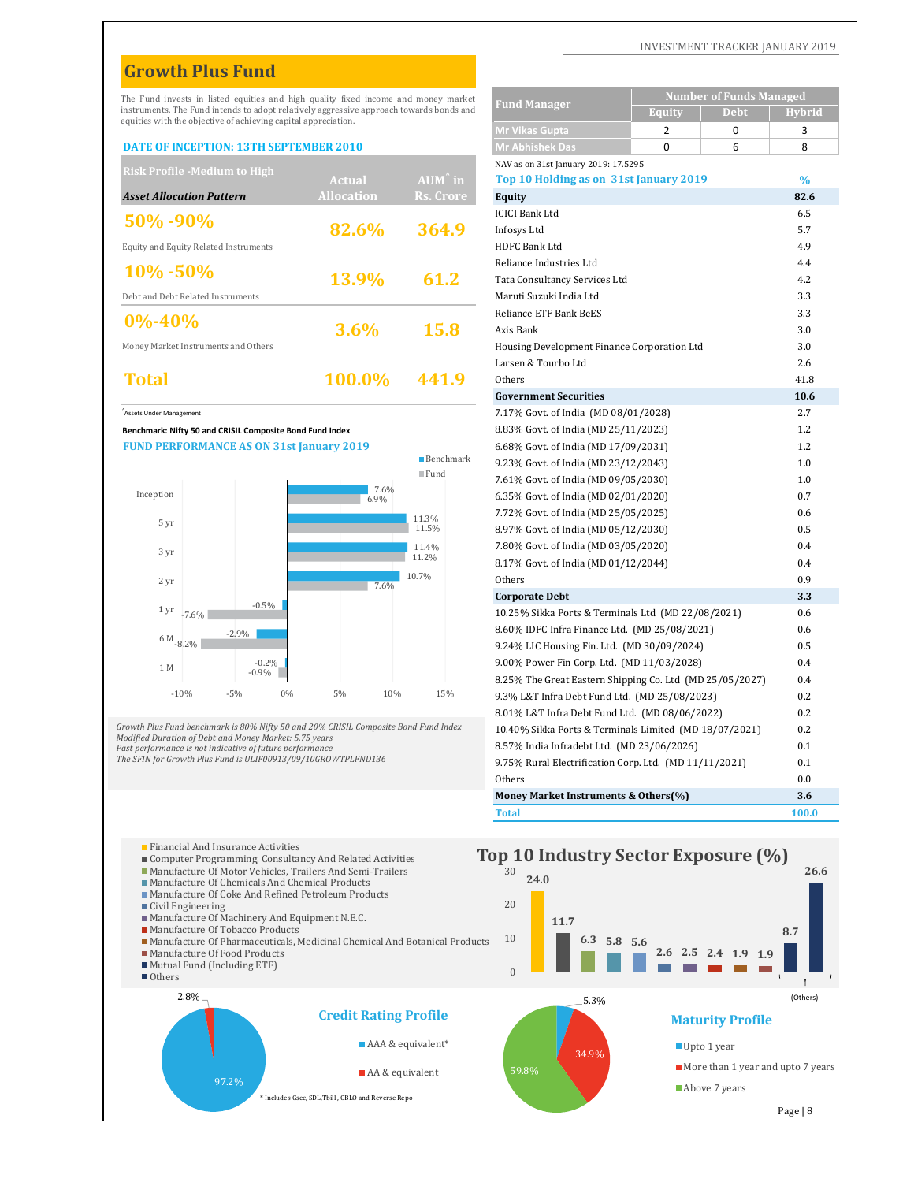# Growth Plus Fund

The Fund invests in listed equities and high quality fixed income and money market instruments. The Fund intends to adopt relatively aggressive approach towards bonds and equities with the objective of achieving capital appreciation.

**DATE OF INCEPTION: 13TH SEPTEMBER 2010**

| Risk Profile -Medium to High / Asset Allocation Pattern | Actual Allocation | AUM^ in Rs. Crore |
|---|---|---|
| **50% -90%** Equity and Equity Related Instruments | 82.6% | 364.9 |
| **10% -50%** Debt and Debt Related Instruments | 13.9% | 61.2 |
| **0%-40%** Money Market Instruments and Others | 3.6% | 15.8 |
| **Total** | 100.0% | 441.9 |

^Assets Under Management

**Benchmark: Nifty 50 and CRISIL Composite Bond Fund Index**

**FUND PERFORMANCE AS ON 31st January 2019**

| Period | Benchmark | Fund |
|---|---|---|
| Inception | 7.6% | 6.9% |
| 5 yr | 11.3% | 11.5% |
| 3 yr | 11.4% | 11.2% |
| 2 yr | 10.7% | 7.6% |
| 1 yr | -0.5% | -7.6% |
| 6 M | -2.9% | -8.2% |
| 1 M | -0.2% | -0.9% |

*Growth Plus Fund benchmark is 80% Nifty 50 and 20% CRISIL Composite Bond Fund Index*
*Modified Duration of Debt and Money Market: 5.75 years*
*Past performance is not indicative of future performance*
*The SFIN for Growth Plus Fund is ULIF00913/09/10GROWTPLFND136*

| Fund Manager | Number of Funds Managed | | |
|---|---|---|---|
| | Equity | Debt | Hybrid |
| Mr Vikas Gupta | 2 | 0 | 3 |
| Mr Abhishek Das | 0 | 6 | 8 |

NAV as on 31st January 2019: 17.5295

| Top 10 Holding as on 31st January 2019 | % |
|---|---|
| **Equity** | **82.6** |
| ICICI Bank Ltd | 6.5 |
| Infosys Ltd | 5.7 |
| HDFC Bank Ltd | 4.9 |
| Reliance Industries Ltd | 4.4 |
| Tata Consultancy Services Ltd | 4.2 |
| Maruti Suzuki India Ltd | 3.3 |
| Reliance ETF Bank BeES | 3.3 |
| Axis Bank | 3.0 |
| Housing Development Finance Corporation Ltd | 3.0 |
| Larsen & Tourbo Ltd | 2.6 |
| Others | 41.8 |
| **Government Securities** | **10.6** |
| 7.17% Govt. of India (MD 08/01/2028) | 2.7 |
| 8.83% Govt. of India (MD 25/11/2023) | 1.2 |
| 6.68% Govt. of India (MD 17/09/2031) | 1.2 |
| 9.23% Govt. of India (MD 23/12/2043) | 1.0 |
| 7.61% Govt. of India (MD 09/05/2030) | 1.0 |
| 6.35% Govt. of India (MD 02/01/2020) | 0.7 |
| 7.72% Govt. of India (MD 25/05/2025) | 0.6 |
| 8.97% Govt. of India (MD 05/12/2030) | 0.5 |
| 7.80% Govt. of India (MD 03/05/2020) | 0.4 |
| 8.17% Govt. of India (MD 01/12/2044) | 0.4 |
| Others | 0.9 |
| **Corporate Debt** | **3.3** |
| 10.25% Sikka Ports & Terminals Ltd (MD 22/08/2021) | 0.6 |
| 8.60% IDFC Infra Finance Ltd. (MD 25/08/2021) | 0.6 |
| 9.24% LIC Housing Fin. Ltd. (MD 30/09/2024) | 0.5 |
| 9.00% Power Fin Corp. Ltd. (MD 11/03/2028) | 0.4 |
| 8.25% The Great Eastern Shipping Co. Ltd (MD 25/05/2027) | 0.4 |
| 9.3% L&T Infra Debt Fund Ltd. (MD 25/08/2023) | 0.2 |
| 8.01% L&T Infra Debt Fund Ltd. (MD 08/06/2022) | 0.2 |
| 10.40% Sikka Ports & Terminals Limited (MD 18/07/2021) | 0.2 |
| 8.57% India Infradebt Ltd. (MD 23/06/2026) | 0.1 |
| 9.75% Rural Electrification Corp. Ltd. (MD 11/11/2021) | 0.1 |
| Others | 0.0 |
| **Money Market Instruments & Others(%)** | **3.6** |
| **Total** | **100.0** |

## Top 10 Industry Sector Exposure (%)

| Sector | % |
|---|---|
| Financial And Insurance Activities | 24.0 |
| Computer Programming, Consultancy And Related Activities | 11.7 |
| Manufacture Of Motor Vehicles, Trailers And Semi-Trailers | 6.3 |
| Manufacture Of Chemicals And Chemical Products | 5.8 |
| Manufacture Of Coke And Refined Petroleum Products | 5.6 |
| Civil Engineering | 2.6 |
| Manufacture Of Machinery And Equipment N.E.C. | 2.5 |
| Manufacture Of Tobacco Products | 2.4 |
| Manufacture Of Pharmaceuticals, Medicinal Chemical And Botanical Products | 1.9 |
| Manufacture Of Food Products | 1.9 |
| Mutual Fund (Including ETF) | 8.7 |
| Others | 26.6 |

## Credit Rating Profile

| Rating | % |
|---|---|
| AAA & equivalent* | 97.2% |
| AA & equivalent | 2.8% |

\* Includes Gsec, SDL,Tbill, CBLO and Reverse Repo

## Maturity Profile

| Maturity | % |
|---|---|
| Upto 1 year | 5.3% |
| More than 1 year and upto 7 years | 34.9% |
| Above 7 years | 59.8% |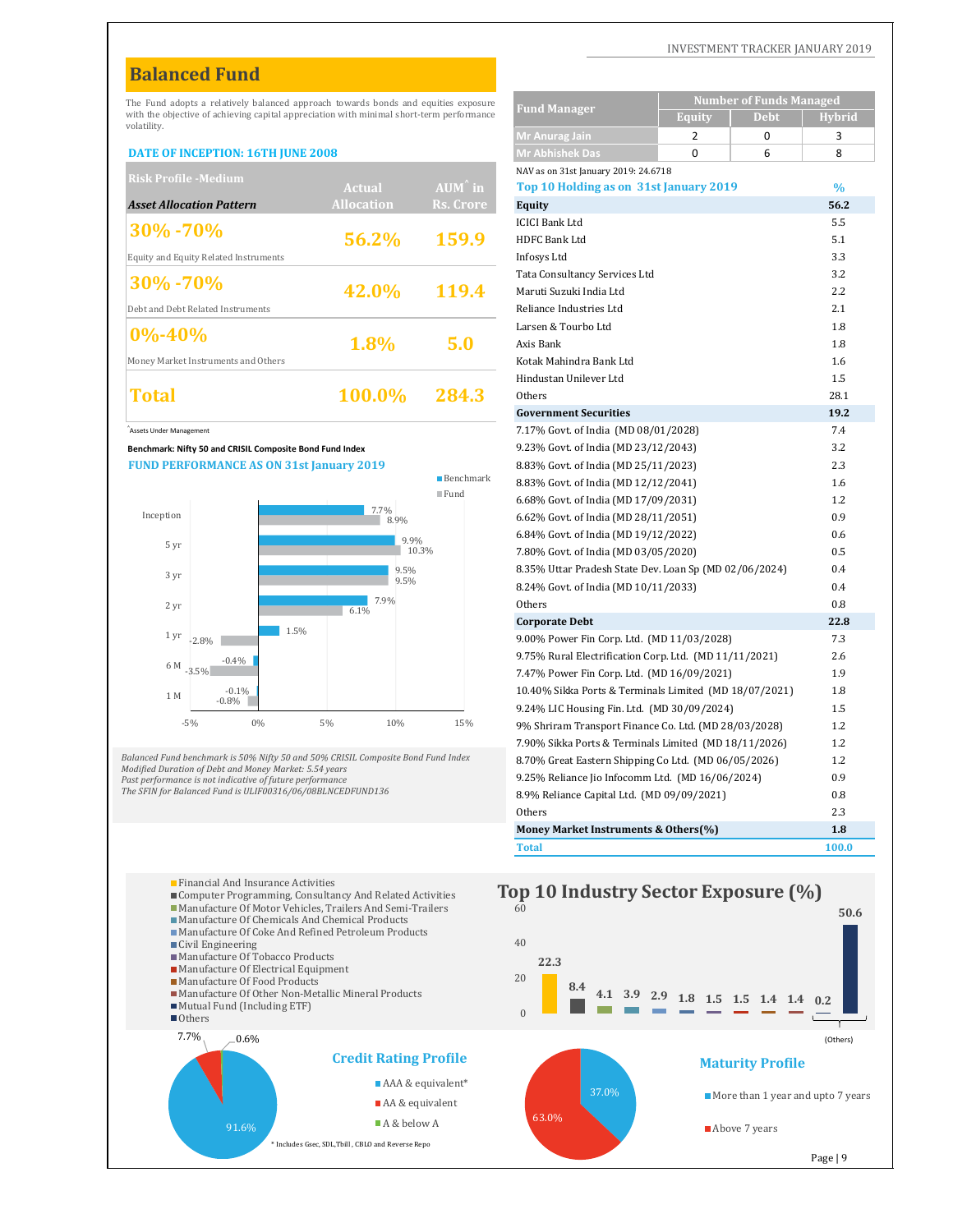# Balanced Fund

The Fund adopts a relatively balanced approach towards bonds and equities exposure with the objective of achieving capital appreciation with minimal short-term performance volatility.

**DATE OF INCEPTION: 16TH JUNE 2008**

| Risk Profile -Medium<br>*Asset Allocation Pattern* | Actual Allocation | AUM^ in Rs. Crore |
|---|---|---|
| **30% -70%**<br>Equity and Equity Related Instruments | 56.2% | 159.9 |
| **30% -70%**<br>Debt and Debt Related Instruments | 42.0% | 119.4 |
| **0%-40%**<br>Money Market Instruments and Others | 1.8% | 5.0 |
| **Total** | 100.0% | 284.3 |

^Assets Under Management

**Benchmark: Nifty 50 and CRISIL Composite Bond Fund Index**

**FUND PERFORMANCE AS ON 31st January 2019**

| Period | Benchmark | Fund |
|---|---|---|
| Inception | 7.7% | 8.9% |
| 5 yr | 9.9% | 10.3% |
| 3 yr | 9.5% | 9.5% |
| 2 yr | 7.9% | 6.1% |
| 1 yr | 1.5% | -2.8% |
| 6 M | -0.4% | -3.5% |
| 1 M | -0.1% | -0.8% |

*Balanced Fund benchmark is 50% Nifty 50 and 50% CRISIL Composite Bond Fund Index*
*Modified Duration of Debt and Money Market: 5.54 years*
*Past performance is not indicative of future performance*
*The SFIN for Balanced Fund is ULIF00316/06/08BLNCEDFUND136*

| Fund Manager | Number of Funds Managed | | |
|---|---|---|---|
| | Equity | Debt | Hybrid |
| Mr Anurag Jain | 2 | 0 | 3 |
| Mr Abhishek Das | 0 | 6 | 8 |

NAV as on 31st January 2019: 24.6718

| Top 10 Holding as on 31st January 2019 | % |
|---|---|
| **Equity** | **56.2** |
| ICICI Bank Ltd | 5.5 |
| HDFC Bank Ltd | 5.1 |
| Infosys Ltd | 3.3 |
| Tata Consultancy Services Ltd | 3.2 |
| Maruti Suzuki India Ltd | 2.2 |
| Reliance Industries Ltd | 2.1 |
| Larsen & Tourbo Ltd | 1.8 |
| Axis Bank | 1.8 |
| Kotak Mahindra Bank Ltd | 1.6 |
| Hindustan Unilever Ltd | 1.5 |
| Others | 28.1 |
| **Government Securities** | **19.2** |
| 7.17% Govt. of India (MD 08/01/2028) | 7.4 |
| 9.23% Govt. of India (MD 23/12/2043) | 3.2 |
| 8.83% Govt. of India (MD 25/11/2023) | 2.3 |
| 8.83% Govt. of India (MD 12/12/2041) | 1.6 |
| 6.68% Govt. of India (MD 17/09/2031) | 1.2 |
| 6.62% Govt. of India (MD 28/11/2051) | 0.9 |
| 6.84% Govt. of India (MD 19/12/2022) | 0.6 |
| 7.80% Govt. of India (MD 03/05/2020) | 0.5 |
| 8.35% Uttar Pradesh State Dev. Loan Sp (MD 02/06/2024) | 0.4 |
| 8.24% Govt. of India (MD 10/11/2033) | 0.4 |
| Others | 0.8 |
| **Corporate Debt** | **22.8** |
| 9.00% Power Fin Corp. Ltd. (MD 11/03/2028) | 7.3 |
| 9.75% Rural Electrification Corp. Ltd. (MD 11/11/2021) | 2.6 |
| 7.47% Power Fin Corp. Ltd. (MD 16/09/2021) | 1.9 |
| 10.40% Sikka Ports & Terminals Limited (MD 18/07/2021) | 1.8 |
| 9.24% LIC Housing Fin. Ltd. (MD 30/09/2024) | 1.5 |
| 9% Shriram Transport Finance Co. Ltd. (MD 28/03/2028) | 1.2 |
| 7.90% Sikka Ports & Terminals Limited (MD 18/11/2026) | 1.2 |
| 8.70% Great Eastern Shipping Co Ltd. (MD 06/05/2026) | 1.2 |
| 9.25% Reliance Jio Infocomm Ltd. (MD 16/06/2024) | 0.9 |
| 8.9% Reliance Capital Ltd. (MD 09/09/2021) | 0.8 |
| Others | 2.3 |
| **Money Market Instruments & Others(%)** | **1.8** |
| **Total** | **100.0** |

## Top 10 Industry Sector Exposure (%)

| Sector | % |
|---|---|
| Financial And Insurance Activities | 22.3 |
| Computer Programming, Consultancy And Related Activities | 8.4 |
| Manufacture Of Motor Vehicles, Trailers And Semi-Trailers | 4.1 |
| Manufacture Of Chemicals And Chemical Products | 3.9 |
| Manufacture Of Coke And Refined Petroleum Products | 2.9 |
| Civil Engineering | 1.8 |
| Manufacture Of Tobacco Products | 1.5 |
| Manufacture Of Electrical Equipment | 1.5 |
| Manufacture Of Food Products | 1.4 |
| Manufacture Of Other Non-Metallic Mineral Products | 1.4 |
| Mutual Fund (Including ETF) | 0.2 |
| Others | 50.6 |

## Credit Rating Profile

| Rating | % |
|---|---|
| AAA & equivalent* | 91.6% |
| AA & equivalent | 7.7% |
| A & below A | 0.6% |

\* Includes Gsec, SDL,Tbill, CBLO and Reverse Repo

## Maturity Profile

| Maturity | % |
|---|---|
| More than 1 year and upto 7 years | 37.0% |
| Above 7 years | 63.0% |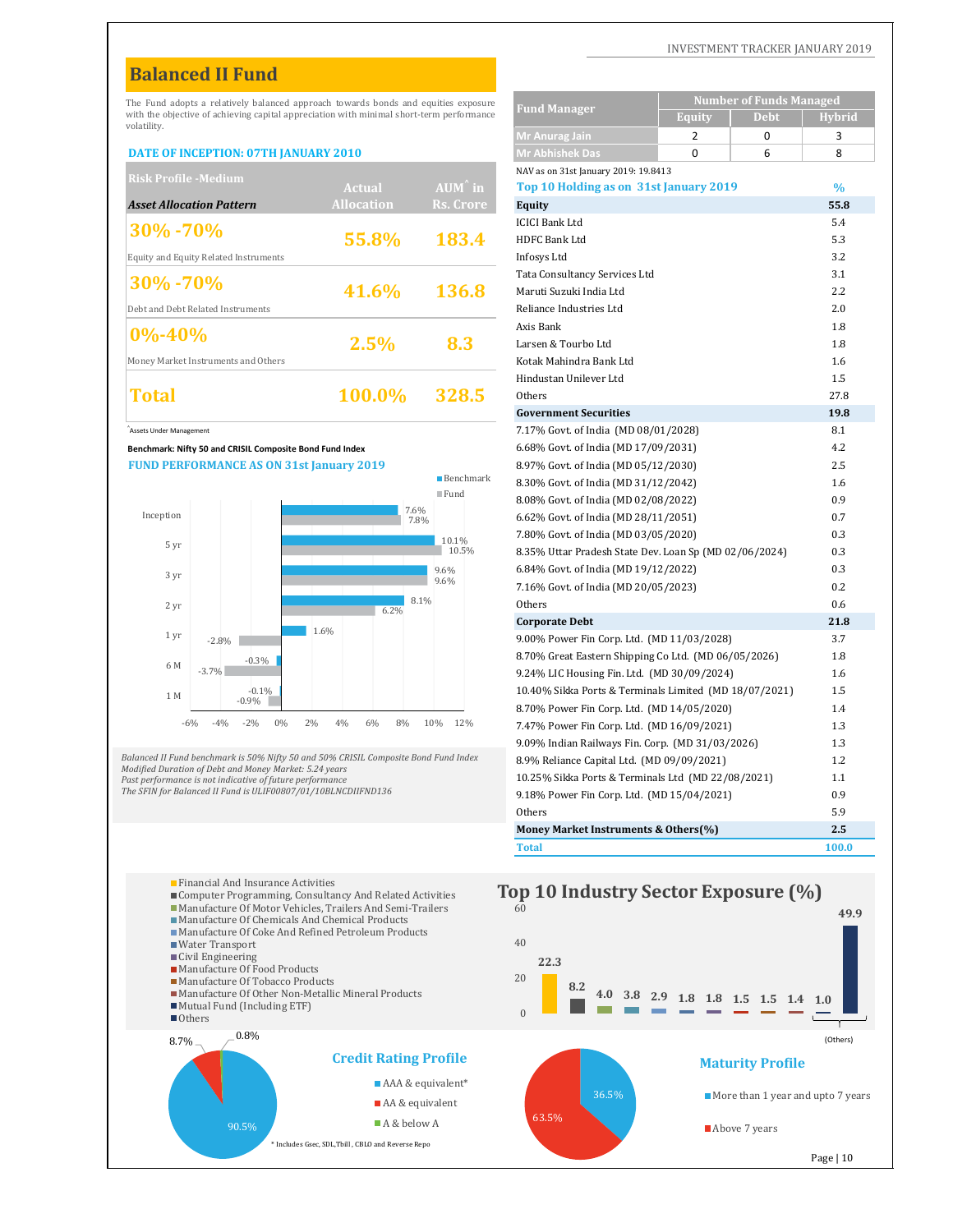# Balanced II Fund

The Fund adopts a relatively balanced approach towards bonds and equities exposure with the objective of achieving capital appreciation with minimal short-term performance volatility.

**DATE OF INCEPTION: 07TH JANUARY 2010**

| Risk Profile -Medium / Asset Allocation Pattern | Actual Allocation | AUM^ in Rs. Crore |
|---|---|---|
| **30% -70%** Equity and Equity Related Instruments | 55.8% | 183.4 |
| **30% -70%** Debt and Debt Related Instruments | 41.6% | 136.8 |
| **0%-40%** Money Market Instruments and Others | 2.5% | 8.3 |
| **Total** | **100.0%** | **328.5** |

^Assets Under Management

**Benchmark: Nifty 50 and CRISIL Composite Bond Fund Index**

**FUND PERFORMANCE AS ON 31st January 2019**

| Period | Benchmark | Fund |
|---|---|---|
| Inception | 7.6% | 7.8% |
| 5 yr | 10.1% | 10.5% |
| 3 yr | 9.6% | 9.6% |
| 2 yr | 8.1% | 6.2% |
| 1 yr | 1.6% | -2.8% |
| 6 M | -0.3% | -3.7% |
| 1 M | -0.1% | -0.9% |

*Balanced II Fund benchmark is 50% Nifty 50 and 50% CRISIL Composite Bond Fund Index*
*Modified Duration of Debt and Money Market: 5.24 years*
*Past performance is not indicative of future performance*
*The SFIN for Balanced II Fund is ULIF00807/01/10BLNCDIIFND136*

| Fund Manager | Number of Funds Managed - Equity | Debt | Hybrid |
|---|---|---|---|
| Mr Anurag Jain | 2 | 0 | 3 |
| Mr Abhishek Das | 0 | 6 | 8 |

NAV as on 31st January 2019: 19.8413

| Top 10 Holding as on 31st January 2019 | % |
|---|---|
| **Equity** | **55.8** |
| ICICI Bank Ltd | 5.4 |
| HDFC Bank Ltd | 5.3 |
| Infosys Ltd | 3.2 |
| Tata Consultancy Services Ltd | 3.1 |
| Maruti Suzuki India Ltd | 2.2 |
| Reliance Industries Ltd | 2.0 |
| Axis Bank | 1.8 |
| Larsen & Tourbo Ltd | 1.8 |
| Kotak Mahindra Bank Ltd | 1.6 |
| Hindustan Unilever Ltd | 1.5 |
| Others | 27.8 |
| **Government Securities** | **19.8** |
| 7.17% Govt. of India (MD 08/01/2028) | 8.1 |
| 6.68% Govt. of India (MD 17/09/2031) | 4.2 |
| 8.97% Govt. of India (MD 05/12/2030) | 2.5 |
| 8.30% Govt. of India (MD 31/12/2042) | 1.6 |
| 8.08% Govt. of India (MD 02/08/2022) | 0.9 |
| 6.62% Govt. of India (MD 28/11/2051) | 0.7 |
| 7.80% Govt. of India (MD 03/05/2020) | 0.3 |
| 8.35% Uttar Pradesh State Dev. Loan Sp (MD 02/06/2024) | 0.3 |
| 6.84% Govt. of India (MD 19/12/2022) | 0.3 |
| 7.16% Govt. of India (MD 20/05/2023) | 0.2 |
| Others | 0.6 |
| **Corporate Debt** | **21.8** |
| 9.00% Power Fin Corp. Ltd. (MD 11/03/2028) | 3.7 |
| 8.70% Great Eastern Shipping Co Ltd. (MD 06/05/2026) | 1.8 |
| 9.24% LIC Housing Fin. Ltd. (MD 30/09/2024) | 1.6 |
| 10.40% Sikka Ports & Terminals Limited (MD 18/07/2021) | 1.5 |
| 8.70% Power Fin Corp. Ltd. (MD 14/05/2020) | 1.4 |
| 7.47% Power Fin Corp. Ltd. (MD 16/09/2021) | 1.3 |
| 9.09% Indian Railways Fin. Corp. (MD 31/03/2026) | 1.3 |
| 8.9% Reliance Capital Ltd. (MD 09/09/2021) | 1.2 |
| 10.25% Sikka Ports & Terminals Ltd (MD 22/08/2021) | 1.1 |
| 9.18% Power Fin Corp. Ltd. (MD 15/04/2021) | 0.9 |
| Others | 5.9 |
| **Money Market Instruments & Others(%)** | **2.5** |
| **Total** | **100.0** |

## Top 10 Industry Sector Exposure (%)

| Sector | % |
|---|---|
| Financial And Insurance Activities | 22.3 |
| Computer Programming, Consultancy And Related Activities | 8.2 |
| Manufacture Of Motor Vehicles, Trailers And Semi-Trailers | 4.0 |
| Manufacture Of Chemicals And Chemical Products | 3.8 |
| Manufacture Of Coke And Refined Petroleum Products | 2.9 |
| Water Transport | 1.8 |
| Civil Engineering | 1.8 |
| Manufacture Of Food Products | 1.5 |
| Manufacture Of Tobacco Products | 1.5 |
| Manufacture Of Other Non-Metallic Mineral Products | 1.4 |
| Mutual Fund (Including ETF) | 1.0 |
| Others | 49.9 |

## Credit Rating Profile

| Rating | % |
|---|---|
| AAA & equivalent* | 90.5% |
| AA & equivalent | 8.7% |
| A & below A | 0.8% |

\* Includes Gsec, SDL,Tbill, CBLO and Reverse Repo

## Maturity Profile

| Maturity | % |
|---|---|
| More than 1 year and upto 7 years | 36.5% |
| Above 7 years | 63.5% |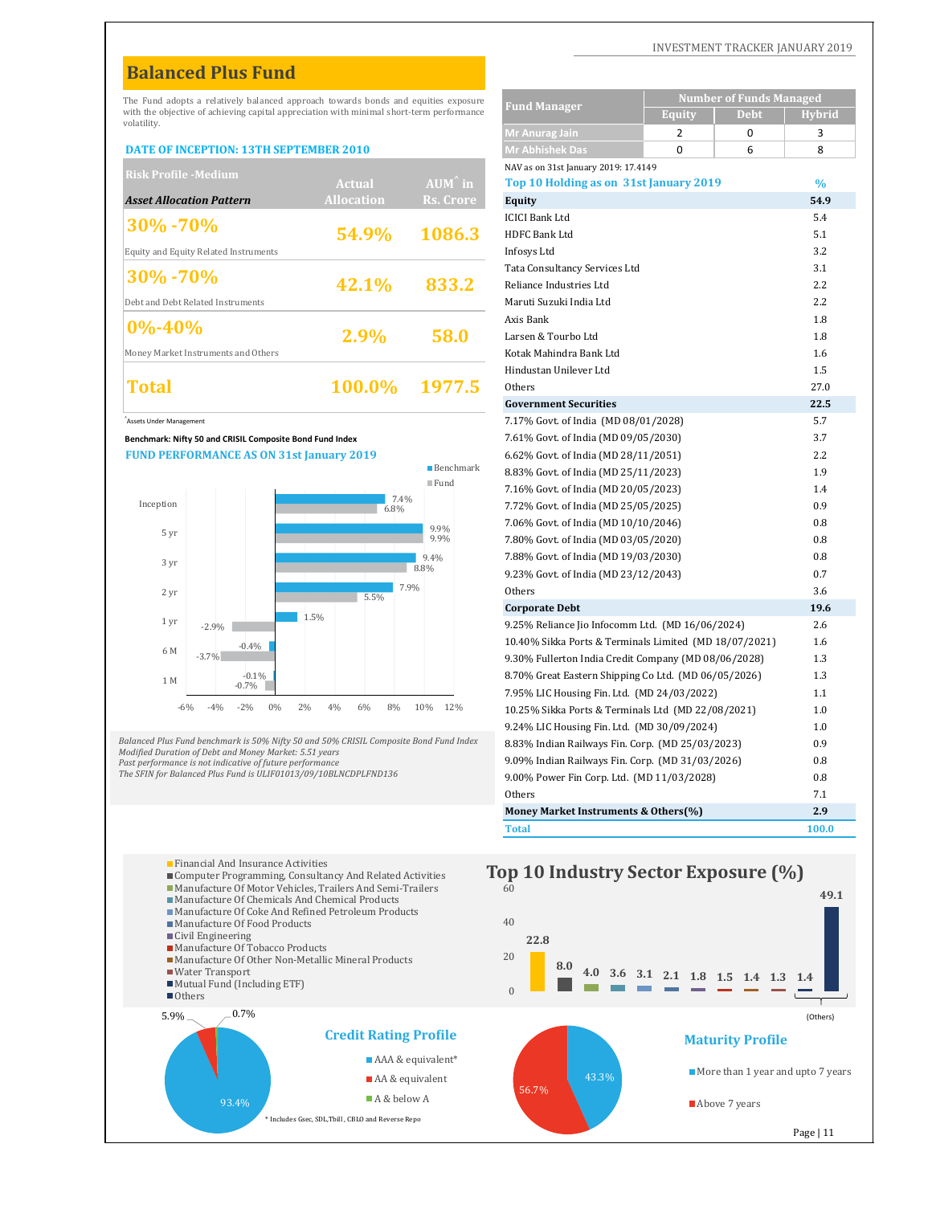# Balanced Plus Fund

The Fund adopts a relatively balanced approach towards bonds and equities exposure with the objective of achieving capital appreciation with minimal short-term performance volatility.

**DATE OF INCEPTION: 13TH SEPTEMBER 2010**

| Risk Profile -Medium<br>Asset Allocation Pattern | Actual Allocation | AUM^ in Rs. Crore |
|---|---|---|
| 30% -70%<br>Equity and Equity Related Instruments | 54.9% | 1086.3 |
| 30% -70%<br>Debt and Debt Related Instruments | 42.1% | 833.2 |
| 0%-40%<br>Money Market Instruments and Others | 2.9% | 58.0 |
| Total | 100.0% | 1977.5 |

^Assets Under Management

**Benchmark: Nifty 50 and CRISIL Composite Bond Fund Index**

**FUND PERFORMANCE AS ON 31st January 2019**

| Period | Benchmark | Fund |
|---|---|---|
| Inception | 7.4% | 6.8% |
| 5 yr | 9.9% | 9.9% |
| 3 yr | 9.4% | 8.8% |
| 2 yr | 7.9% | 5.5% |
| 1 yr | 1.5% | -2.9% |
| 6 M | -0.4% | -3.7% |
| 1 M | -0.1% | -0.7% |

*Balanced Plus Fund benchmark is 50% Nifty 50 and 50% CRISIL Composite Bond Fund Index*
*Modified Duration of Debt and Money Market: 5.51 years*
*Past performance is not indicative of future performance*
*The SFIN for Balanced Plus Fund is ULIF01013/09/10BLNCDPLFND136*

| Fund Manager | Number of Funds Managed | | |
|---|---|---|---|
| | Equity | Debt | Hybrid |
| Mr Anurag Jain | 2 | 0 | 3 |
| Mr Abhishek Das | 0 | 6 | 8 |

NAV as on 31st January 2019: 17.4149

| Top 10 Holding as on 31st January 2019 | % |
|---|---|
| **Equity** | **54.9** |
| ICICI Bank Ltd | 5.4 |
| HDFC Bank Ltd | 5.1 |
| Infosys Ltd | 3.2 |
| Tata Consultancy Services Ltd | 3.1 |
| Reliance Industries Ltd | 2.2 |
| Maruti Suzuki India Ltd | 2.2 |
| Axis Bank | 1.8 |
| Larsen & Tourbo Ltd | 1.8 |
| Kotak Mahindra Bank Ltd | 1.6 |
| Hindustan Unilever Ltd | 1.5 |
| Others | 27.0 |
| **Government Securities** | **22.5** |
| 7.17% Govt. of India (MD 08/01/2028) | 5.7 |
| 7.61% Govt. of India (MD 09/05/2030) | 3.7 |
| 6.62% Govt. of India (MD 28/11/2051) | 2.2 |
| 8.83% Govt. of India (MD 25/11/2023) | 1.9 |
| 7.16% Govt. of India (MD 20/05/2023) | 1.4 |
| 7.72% Govt. of India (MD 25/05/2025) | 0.9 |
| 7.06% Govt. of India (MD 10/10/2046) | 0.8 |
| 7.80% Govt. of India (MD 03/05/2020) | 0.8 |
| 7.88% Govt. of India (MD 19/03/2030) | 0.8 |
| 9.23% Govt. of India (MD 23/12/2043) | 0.7 |
| Others | 3.6 |
| **Corporate Debt** | **19.6** |
| 9.25% Reliance Jio Infocomm Ltd. (MD 16/06/2024) | 2.6 |
| 10.40% Sikka Ports & Terminals Limited (MD 18/07/2021) | 1.6 |
| 9.30% Fullerton India Credit Company (MD 08/06/2028) | 1.3 |
| 8.70% Great Eastern Shipping Co Ltd. (MD 06/05/2026) | 1.3 |
| 7.95% LIC Housing Fin. Ltd. (MD 24/03/2022) | 1.1 |
| 10.25% Sikka Ports & Terminals Ltd (MD 22/08/2021) | 1.0 |
| 9.24% LIC Housing Fin. Ltd. (MD 30/09/2024) | 1.0 |
| 8.83% Indian Railways Fin. Corp. (MD 25/03/2023) | 0.9 |
| 9.09% Indian Railways Fin. Corp. (MD 31/03/2026) | 0.8 |
| 9.00% Power Fin Corp. Ltd. (MD 11/03/2028) | 0.8 |
| Others | 7.1 |
| **Money Market Instruments & Others(%)** | **2.9** |
| **Total** | **100.0** |

## Top 10 Industry Sector Exposure (%)

| Sector | % |
|---|---|
| Financial And Insurance Activities | 22.8 |
| Computer Programming, Consultancy And Related Activities | 8.0 |
| Manufacture Of Motor Vehicles, Trailers And Semi-Trailers | 4.0 |
| Manufacture Of Chemicals And Chemical Products | 3.6 |
| Manufacture Of Coke And Refined Petroleum Products | 3.1 |
| Manufacture Of Food Products | 2.1 |
| Civil Engineering | 1.8 |
| Manufacture Of Tobacco Products | 1.5 |
| Manufacture Of Other Non-Metallic Mineral Products | 1.4 |
| Water Transport | 1.3 |
| Mutual Fund (Including ETF) | 1.4 |
| Others | 49.1 |

## Credit Rating Profile

| Rating | % |
|---|---|
| AAA & equivalent* | 93.4% |
| AA & equivalent | 5.9% |
| A & below A | 0.7% |

\* Includes Gsec, SDL,Tbill, CBLO and Reverse Repo

## Maturity Profile

| Maturity | % |
|---|---|
| More than 1 year and upto 7 years | 43.3% |
| Above 7 years | 56.7% |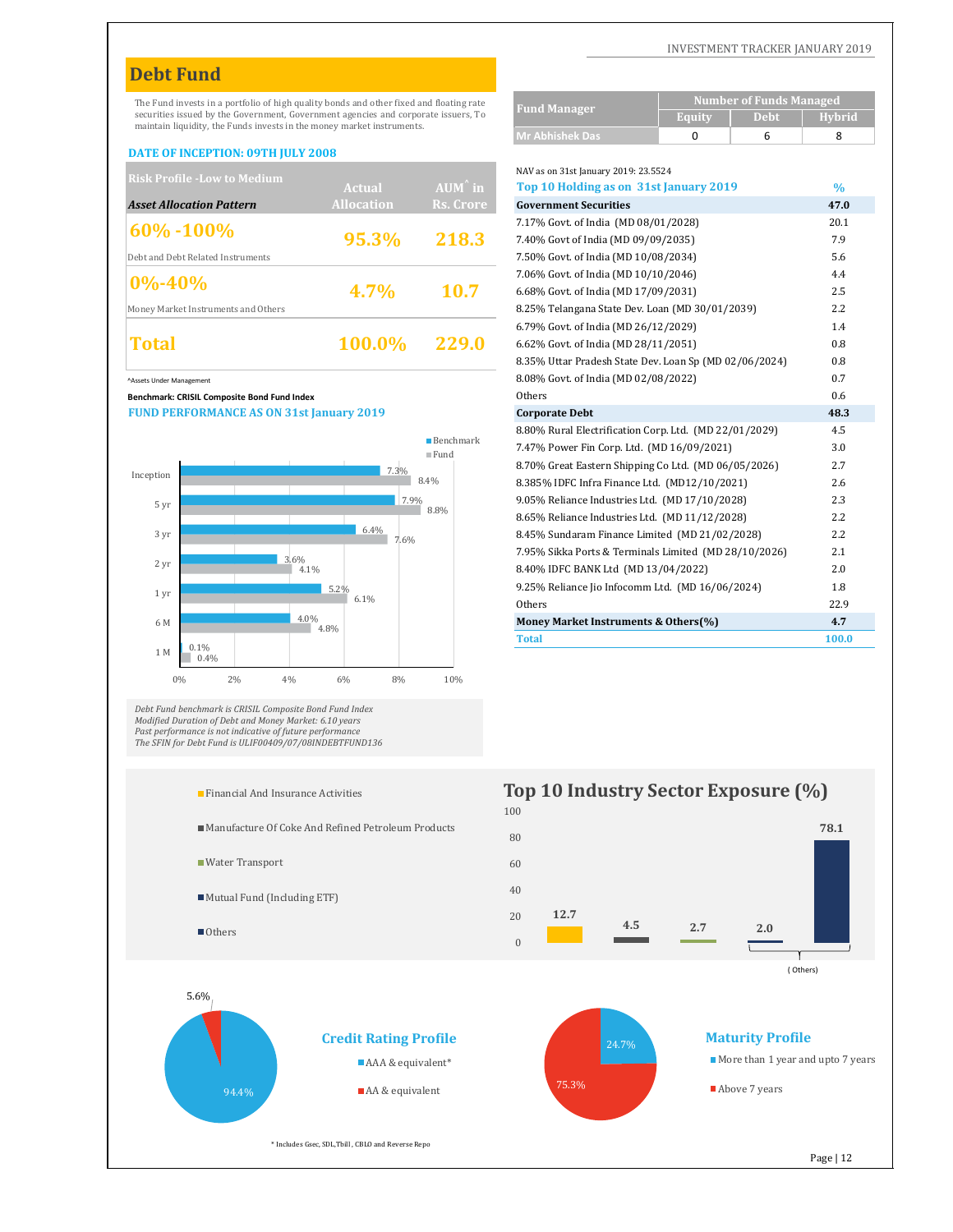# Debt Fund

The Fund invests in a portfolio of high quality bonds and other fixed and floating rate securities issued by the Government, Government agencies and corporate issuers, To maintain liquidity, the Funds invests in the money market instruments.

**DATE OF INCEPTION: 09TH JULY 2008**

| Risk Profile -Low to Medium *Asset Allocation Pattern* | Actual Allocation | AUM^ in Rs. Crore |
|---|---|---|
| **60% -100%** Debt and Debt Related Instruments | 95.3% | 218.3 |
| **0%-40%** Money Market Instruments and Others | 4.7% | 10.7 |
| **Total** | 100.0% | 229.0 |

^Assets Under Management

**Benchmark: CRISIL Composite Bond Fund Index**

**FUND PERFORMANCE AS ON 31st January 2019**

| Period | Benchmark | Fund |
|---|---|---|
| Inception | 7.3% | 8.4% |
| 5 yr | 7.9% | 8.8% |
| 3 yr | 6.4% | 7.6% |
| 2 yr | 3.6% | 4.1% |
| 1 yr | 5.2% | 6.1% |
| 6 M | 4.0% | 4.8% |
| 1 M | 0.1% | 0.4% |

*Debt Fund benchmark is CRISIL Composite Bond Fund Index*
*Modified Duration of Debt and Money Market: 6.10 years*
*Past performance is not indicative of future performance*
*The SFIN for Debt Fund is ULIF00409/07/08INDEBTFUND136*

| Fund Manager | Number of Funds Managed | | |
|---|---|---|---|
| | Equity | Debt | Hybrid |
| Mr Abhishek Das | 0 | 6 | 8 |

NAV as on 31st January 2019: 23.5524

| Top 10 Holding as on 31st January 2019 | % |
|---|---|
| **Government Securities** | **47.0** |
| 7.17% Govt. of India (MD 08/01/2028) | 20.1 |
| 7.40% Govt of India (MD 09/09/2035) | 7.9 |
| 7.50% Govt. of India (MD 10/08/2034) | 5.6 |
| 7.06% Govt. of India (MD 10/10/2046) | 4.4 |
| 6.68% Govt. of India (MD 17/09/2031) | 2.5 |
| 8.25% Telangana State Dev. Loan (MD 30/01/2039) | 2.2 |
| 6.79% Govt. of India (MD 26/12/2029) | 1.4 |
| 6.62% Govt. of India (MD 28/11/2051) | 0.8 |
| 8.35% Uttar Pradesh State Dev. Loan Sp (MD 02/06/2024) | 0.8 |
| 8.08% Govt. of India (MD 02/08/2022) | 0.7 |
| Others | 0.6 |
| **Corporate Debt** | **48.3** |
| 8.80% Rural Electrification Corp. Ltd. (MD 22/01/2029) | 4.5 |
| 7.47% Power Fin Corp. Ltd. (MD 16/09/2021) | 3.0 |
| 8.70% Great Eastern Shipping Co Ltd. (MD 06/05/2026) | 2.7 |
| 8.385% IDFC Infra Finance Ltd. (MD12/10/2021) | 2.6 |
| 9.05% Reliance Industries Ltd. (MD 17/10/2028) | 2.3 |
| 8.65% Reliance Industries Ltd. (MD 11/12/2028) | 2.2 |
| 8.45% Sundaram Finance Limited (MD 21/02/2028) | 2.2 |
| 7.95% Sikka Ports & Terminals Limited (MD 28/10/2026) | 2.1 |
| 8.40% IDFC BANK Ltd (MD 13/04/2022) | 2.0 |
| 9.25% Reliance Jio Infocomm Ltd. (MD 16/06/2024) | 1.8 |
| Others | 22.9 |
| **Money Market Instruments & Others(%)** | **4.7** |
| **Total** | **100.0** |

## Top 10 Industry Sector Exposure (%)

| Sector | % |
|---|---|
| Financial And Insurance Activities | 12.7 |
| Manufacture Of Coke And Refined Petroleum Products | 4.5 |
| Water Transport | 2.7 |
| Mutual Fund (Including ETF) | 2.0 |
| Others | 78.1 |

## Credit Rating Profile

| Rating | % |
|---|---|
| AAA & equivalent* | 94.4% |
| AA & equivalent | 5.6% |

## Maturity Profile

| Maturity | % |
|---|---|
| More than 1 year and upto 7 years | 24.7% |
| Above 7 years | 75.3% |

\* Includes Gsec, SDL,Tbill , CBLO and Reverse Repo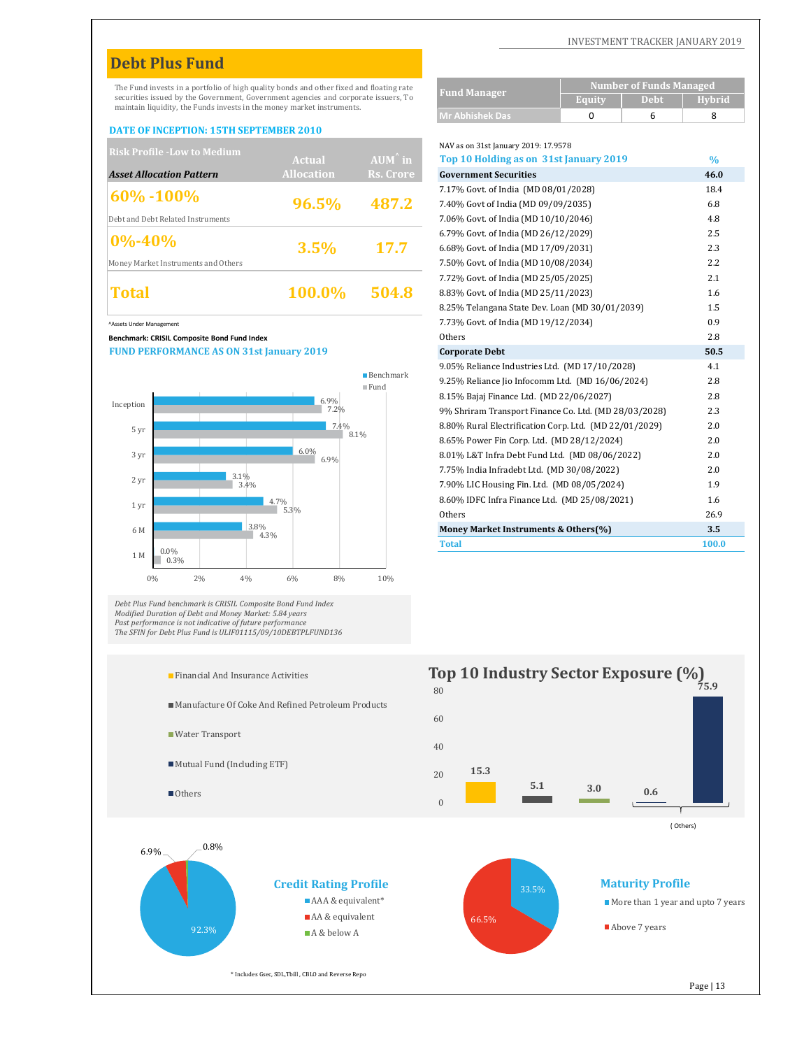# Debt Plus Fund

The Fund invests in a portfolio of high quality bonds and other fixed and floating rate securities issued by the Government, Government agencies and corporate issuers, To maintain liquidity, the Funds invests in the money market instruments.

| Fund Manager | Number of Funds Managed | | |
|---|---|---|---|
| | Equity | Debt | Hybrid |
| Mr Abhishek Das | 0 | 6 | 8 |

**DATE OF INCEPTION: 15TH SEPTEMBER 2010**

| Risk Profile -Low to Medium / *Asset Allocation Pattern* | Actual Allocation | AUM^ in Rs. Crore |
|---|---|---|
| 60% -100% Debt and Debt Related Instruments | 96.5% | 487.2 |
| 0%-40% Money Market Instruments and Others | 3.5% | 17.7 |
| **Total** | **100.0%** | **504.8** |

^Assets Under Management

**Benchmark: CRISIL Composite Bond Fund Index**

**FUND PERFORMANCE AS ON 31st January 2019**

| Period | Benchmark | Fund |
|---|---|---|
| Inception | 6.9% | 7.2% |
| 5 yr | 7.4% | 8.1% |
| 3 yr | 6.0% | 6.9% |
| 2 yr | 3.1% | 3.4% |
| 1 yr | 4.7% | 5.3% |
| 6 M | 3.8% | 4.3% |
| 1 M | 0.0% | 0.3% |

*Debt Plus Fund benchmark is CRISIL Composite Bond Fund Index*
*Modified Duration of Debt and Money Market: 5.84 years*
*Past performance is not indicative of future performance*
*The SFIN for Debt Plus Fund is ULIF01115/09/10DEBTPLFUND136*

NAV as on 31st January 2019: 17.9578

| Top 10 Holding as on 31st January 2019 | % |
|---|---|
| **Government Securities** | **46.0** |
| 7.17% Govt. of India (MD 08/01/2028) | 18.4 |
| 7.40% Govt of India (MD 09/09/2035) | 6.8 |
| 7.06% Govt. of India (MD 10/10/2046) | 4.8 |
| 6.79% Govt. of India (MD 26/12/2029) | 2.5 |
| 6.68% Govt. of India (MD 17/09/2031) | 2.3 |
| 7.50% Govt. of India (MD 10/08/2034) | 2.2 |
| 7.72% Govt. of India (MD 25/05/2025) | 2.1 |
| 8.83% Govt. of India (MD 25/11/2023) | 1.6 |
| 8.25% Telangana State Dev. Loan (MD 30/01/2039) | 1.5 |
| 7.73% Govt. of India (MD 19/12/2034) | 0.9 |
| Others | 2.8 |
| **Corporate Debt** | **50.5** |
| 9.05% Reliance Industries Ltd. (MD 17/10/2028) | 4.1 |
| 9.25% Reliance Jio Infocomm Ltd. (MD 16/06/2024) | 2.8 |
| 8.15% Bajaj Finance Ltd. (MD 22/06/2027) | 2.8 |
| 9% Shriram Transport Finance Co. Ltd. (MD 28/03/2028) | 2.3 |
| 8.80% Rural Electrification Corp. Ltd. (MD 22/01/2029) | 2.0 |
| 8.65% Power Fin Corp. Ltd. (MD 28/12/2024) | 2.0 |
| 8.01% L&T Infra Debt Fund Ltd. (MD 08/06/2022) | 2.0 |
| 7.75% India Infradebt Ltd. (MD 30/08/2022) | 2.0 |
| 7.90% LIC Housing Fin. Ltd. (MD 08/05/2024) | 1.9 |
| 8.60% IDFC Infra Finance Ltd. (MD 25/08/2021) | 1.6 |
| Others | 26.9 |
| **Money Market Instruments & Others(%)** | **3.5** |
| **Total** | **100.0** |

## Top 10 Industry Sector Exposure (%)

| Sector | % |
|---|---|
| Financial And Insurance Activities | 15.3 |
| Manufacture Of Coke And Refined Petroleum Products | 5.1 |
| Water Transport | 3.0 |
| Mutual Fund (Including ETF) | 0.6 |
| Others | 75.9 |

## Credit Rating Profile

| Rating | % |
|---|---|
| AAA & equivalent* | 92.3% |
| AA & equivalent | 6.9% |
| A & below A | 0.8% |

\* Includes Gsec, SDL,Tbill, CBLO and Reverse Repo

## Maturity Profile

| Maturity | % |
|---|---|
| More than 1 year and upto 7 years | 33.5% |
| Above 7 years | 66.5% |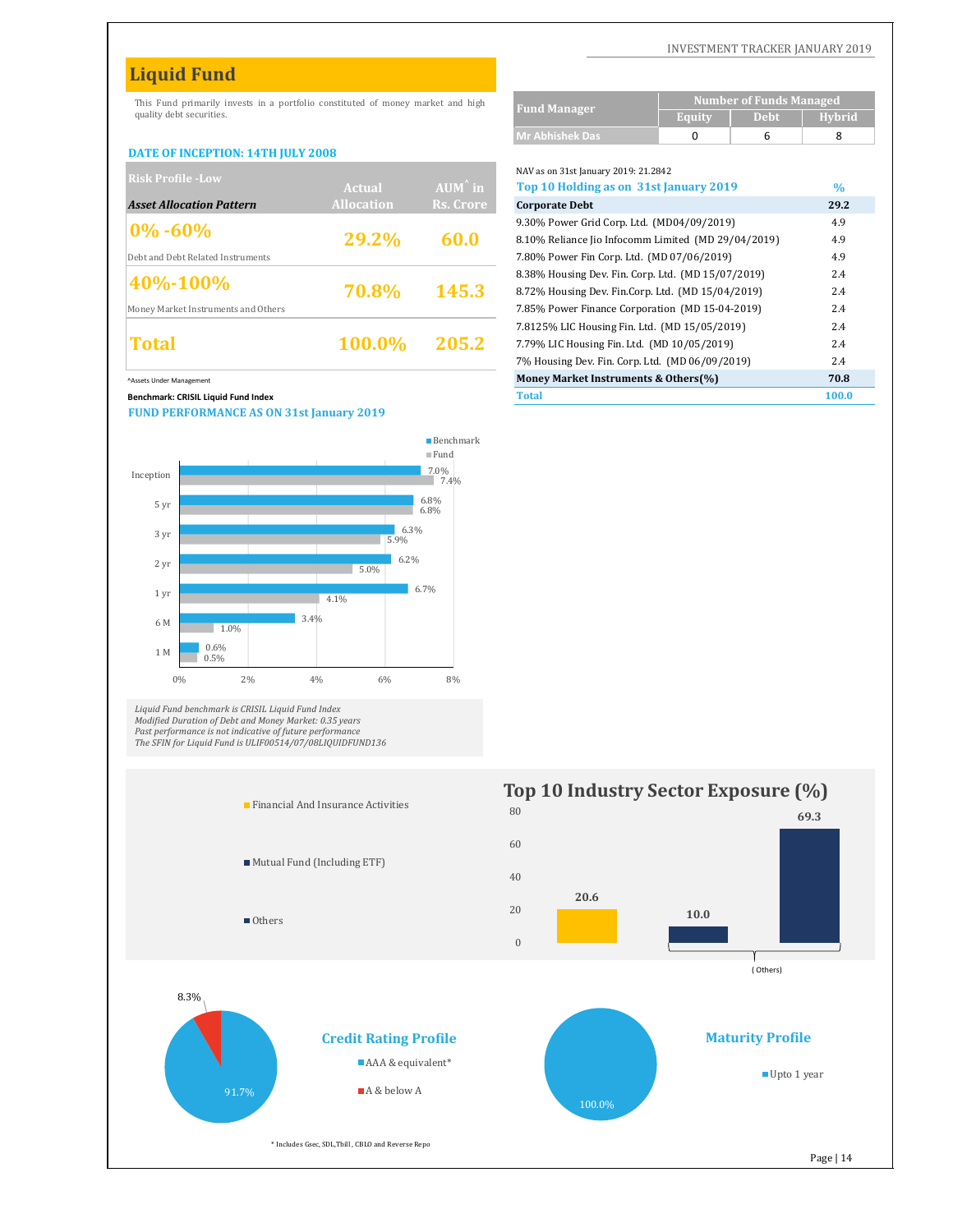# Liquid Fund

This Fund primarily invests in a portfolio constituted of money market and high quality debt securities.

**DATE OF INCEPTION: 14TH JULY 2008**

| Risk Profile -Low<br>*Asset Allocation Pattern* | Actual Allocation | AUM^ in Rs. Crore |
|---|---|---|
| **0% -60%**<br>Debt and Debt Related Instruments | 29.2% | 60.0 |
| **40%-100%**<br>Money Market Instruments and Others | 70.8% | 145.3 |
| **Total** | 100.0% | 205.2 |

^Assets Under Management

**Benchmark: CRISIL Liquid Fund Index**

| Fund Manager | Number of Funds Managed | | |
|---|---|---|---|
| | Equity | Debt | Hybrid |
| Mr Abhishek Das | 0 | 6 | 8 |

NAV as on 31st January 2019: 21.2842

| Top 10 Holding as on 31st January 2019 | % |
|---|---|
| **Corporate Debt** | **29.2** |
| 9.30% Power Grid Corp. Ltd. (MD04/09/2019) | 4.9 |
| 8.10% Reliance Jio Infocomm Limited (MD 29/04/2019) | 4.9 |
| 7.80% Power Fin Corp. Ltd. (MD 07/06/2019) | 4.9 |
| 8.38% Housing Dev. Fin. Corp. Ltd. (MD 15/07/2019) | 2.4 |
| 8.72% Housing Dev. Fin.Corp. Ltd. (MD 15/04/2019) | 2.4 |
| 7.85% Power Finance Corporation (MD 15-04-2019) | 2.4 |
| 7.8125% LIC Housing Fin. Ltd. (MD 15/05/2019) | 2.4 |
| 7.79% LIC Housing Fin. Ltd. (MD 10/05/2019) | 2.4 |
| 7% Housing Dev. Fin. Corp. Ltd. (MD 06/09/2019) | 2.4 |
| **Money Market Instruments & Others(%)** | **70.8** |
| **Total** | **100.0** |

**FUND PERFORMANCE AS ON 31st January 2019**

| Period | Benchmark | Fund |
|---|---|---|
| Inception | 7.0% | 7.4% |
| 5 yr | 6.8% | 6.8% |
| 3 yr | 6.3% | 5.9% |
| 2 yr | 6.2% | 5.0% |
| 1 yr | 6.7% | 4.1% |
| 6 M | 3.4% | 1.0% |
| 1 M | 0.6% | 0.5% |

*Liquid Fund benchmark is CRISIL Liquid Fund Index*
*Modified Duration of Debt and Money Market: 0.35 years*
*Past performance is not indicative of future performance*
*The SFIN for Liquid Fund is ULIF00514/07/08LIQUIDFUND136*

## Top 10 Industry Sector Exposure (%)

| Sector | % |
|---|---|
| Financial And Insurance Activities | 20.6 |
| Mutual Fund (Including ETF) | 10.0 |
| Others | 69.3 |

( Others)

### Credit Rating Profile

| Rating | % |
|---|---|
| AAA & equivalent* | 91.7% |
| A & below A | 8.3% |

### Maturity Profile

| Maturity | % |
|---|---|
| Upto 1 year | 100.0% |

\* Includes Gsec, SDL,Tbill , CBLO and Reverse Repo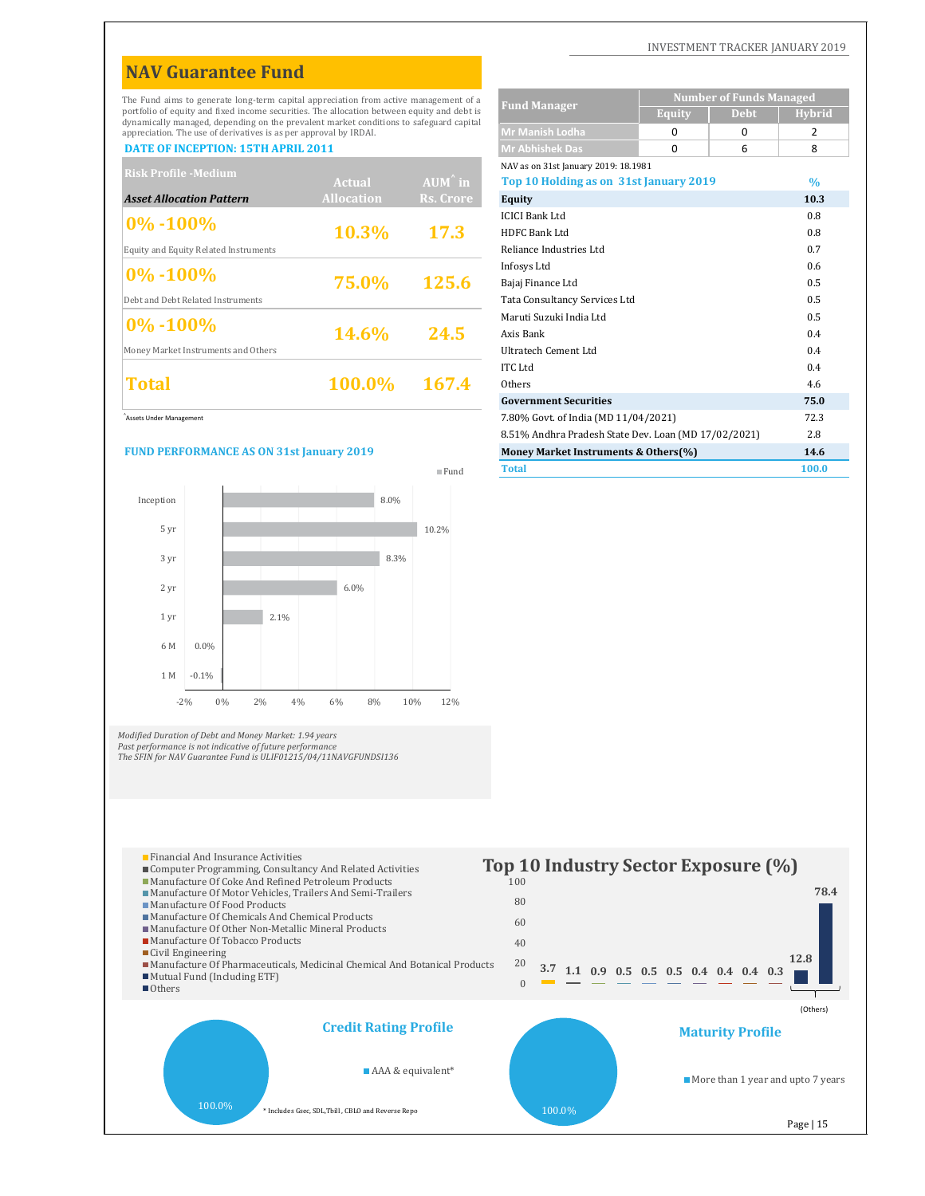# NAV Guarantee Fund

The Fund aims to generate long-term capital appreciation from active management of a portfolio of equity and fixed income securities. The allocation between equity and debt is dynamically managed, depending on the prevalent market conditions to safeguard capital appreciation. The use of derivatives is as per approval by IRDAI.

**DATE OF INCEPTION: 15TH APRIL 2011**

| Risk Profile -Medium<br>*Asset Allocation Pattern* | Actual Allocation | AUM^ in Rs. Crore |
|---|---|---|
| **0% -100%**<br>Equity and Equity Related Instruments | 10.3% | 17.3 |
| **0% -100%**<br>Debt and Debt Related Instruments | 75.0% | 125.6 |
| **0% -100%**<br>Money Market Instruments and Others | 14.6% | 24.5 |
| **Total** | **100.0%** | **167.4** |

^Assets Under Management

| Fund Manager | Number of Funds Managed | | |
|---|---|---|---|
| | Equity | Debt | Hybrid |
| Mr Manish Lodha | 0 | 0 | 2 |
| Mr Abhishek Das | 0 | 6 | 8 |

NAV as on 31st January 2019: 18.1981

| Top 10 Holding as on 31st January 2019 | % |
|---|---|
| **Equity** | **10.3** |
| ICICI Bank Ltd | 0.8 |
| HDFC Bank Ltd | 0.8 |
| Reliance Industries Ltd | 0.7 |
| Infosys Ltd | 0.6 |
| Bajaj Finance Ltd | 0.5 |
| Tata Consultancy Services Ltd | 0.5 |
| Maruti Suzuki India Ltd | 0.5 |
| Axis Bank | 0.4 |
| Ultratech Cement Ltd | 0.4 |
| ITC Ltd | 0.4 |
| Others | 4.6 |
| **Government Securities** | **75.0** |
| 7.80% Govt. of India (MD 11/04/2021) | 72.3 |
| 8.51% Andhra Pradesh State Dev. Loan (MD 17/02/2021) | 2.8 |
| **Money Market Instruments & Others(%)** | **14.6** |
| **Total** | **100.0** |

## FUND PERFORMANCE AS ON 31st January 2019

| Period | Fund |
|---|---|
| Inception | 8.0% |
| 5 yr | 10.2% |
| 3 yr | 8.3% |
| 2 yr | 6.0% |
| 1 yr | 2.1% |
| 6 M | 0.0% |
| 1 M | -0.1% |

*Modified Duration of Debt and Money Market: 1.94 years*
*Past performance is not indicative of future performance*
*The SFIN for NAV Guarantee Fund is ULIF01215/04/11NAVGFUNDSI136*

## Top 10 Industry Sector Exposure (%)

| Sector | % |
|---|---|
| Financial And Insurance Activities | 3.7 |
| Computer Programming, Consultancy And Related Activities | 1.1 |
| Manufacture Of Coke And Refined Petroleum Products | 0.9 |
| Manufacture Of Motor Vehicles, Trailers And Semi-Trailers | 0.5 |
| Manufacture Of Food Products | 0.5 |
| Manufacture Of Chemicals And Chemical Products | 0.5 |
| Manufacture Of Other Non-Metallic Mineral Products | 0.4 |
| Manufacture Of Tobacco Products | 0.4 |
| Civil Engineering | 0.4 |
| Manufacture Of Pharmaceuticals, Medicinal Chemical And Botanical Products | 0.3 |
| Mutual Fund (Including ETF) | 12.8 |
| Others | 78.4 |

## Credit Rating Profile

AAA & equivalent*: 100.0%

\* Includes Gsec, SDL,Tbill, CBLO and Reverse Repo

## Maturity Profile

More than 1 year and upto 7 years: 100.0%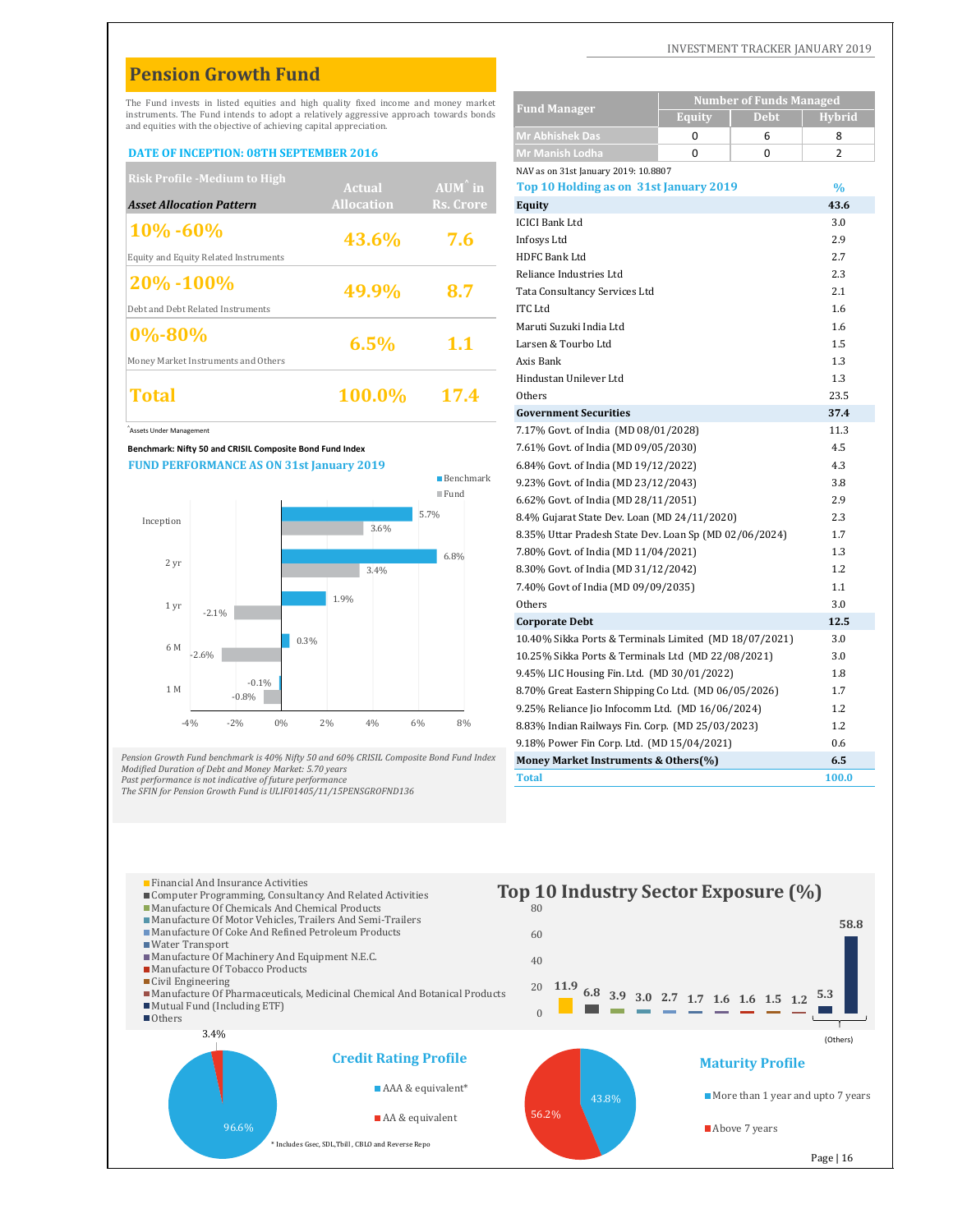# Pension Growth Fund

The Fund invests in listed equities and high quality fixed income and money market instruments. The Fund intends to adopt a relatively aggressive approach towards bonds and equities with the objective of achieving capital appreciation.

**DATE OF INCEPTION: 08TH SEPTEMBER 2016**

| Risk Profile -Medium to High / Asset Allocation Pattern | Actual Allocation | AUM^ in Rs. Crore |
|---|---|---|
| 10% -60% Equity and Equity Related Instruments | 43.6% | 7.6 |
| 20% -100% Debt and Debt Related Instruments | 49.9% | 8.7 |
| 0%-80% Money Market Instruments and Others | 6.5% | 1.1 |
| **Total** | **100.0%** | **17.4** |

^Assets Under Management

**Benchmark: Nifty 50 and CRISIL Composite Bond Fund Index**

**FUND PERFORMANCE AS ON 31st January 2019**

| Period | Benchmark | Fund |
|---|---|---|
| Inception | 5.7% | 3.6% |
| 2 yr | 6.8% | 3.4% |
| 1 yr | 1.9% | -2.1% |
| 6 M | 0.3% | -2.6% |
| 1 M | -0.1% | -0.8% |

*Pension Growth Fund benchmark is 40% Nifty 50 and 60% CRISIL Composite Bond Fund Index*
*Modified Duration of Debt and Money Market: 5.70 years*
*Past performance is not indicative of future performance*
*The SFIN for Pension Growth Fund is ULIF01405/11/15PENSGROFND136*

| Fund Manager | Number of Funds Managed | | |
|---|---|---|---|
| | Equity | Debt | Hybrid |
| Mr Abhishek Das | 0 | 6 | 8 |
| Mr Manish Lodha | 0 | 0 | 2 |

NAV as on 31st January 2019: 10.8807

| Top 10 Holding as on 31st January 2019 | % |
|---|---|
| **Equity** | **43.6** |
| ICICI Bank Ltd | 3.0 |
| Infosys Ltd | 2.9 |
| HDFC Bank Ltd | 2.7 |
| Reliance Industries Ltd | 2.3 |
| Tata Consultancy Services Ltd | 2.1 |
| ITC Ltd | 1.6 |
| Maruti Suzuki India Ltd | 1.6 |
| Larsen & Tourbo Ltd | 1.5 |
| Axis Bank | 1.3 |
| Hindustan Unilever Ltd | 1.3 |
| Others | 23.5 |
| **Government Securities** | **37.4** |
| 7.17% Govt. of India (MD 08/01/2028) | 11.3 |
| 7.61% Govt. of India (MD 09/05/2030) | 4.5 |
| 6.84% Govt. of India (MD 19/12/2022) | 4.3 |
| 9.23% Govt. of India (MD 23/12/2043) | 3.8 |
| 6.62% Govt. of India (MD 28/11/2051) | 2.9 |
| 8.4% Gujarat State Dev. Loan (MD 24/11/2020) | 2.3 |
| 8.35% Uttar Pradesh State Dev. Loan Sp (MD 02/06/2024) | 1.7 |
| 7.80% Govt. of India (MD 11/04/2021) | 1.3 |
| 8.30% Govt. of India (MD 31/12/2042) | 1.2 |
| 7.40% Govt of India (MD 09/09/2035) | 1.1 |
| Others | 3.0 |
| **Corporate Debt** | **12.5** |
| 10.40% Sikka Ports & Terminals Limited (MD 18/07/2021) | 3.0 |
| 10.25% Sikka Ports & Terminals Ltd (MD 22/08/2021) | 3.0 |
| 9.45% LIC Housing Fin. Ltd. (MD 30/01/2022) | 1.8 |
| 8.70% Great Eastern Shipping Co Ltd. (MD 06/05/2026) | 1.7 |
| 9.25% Reliance Jio Infocomm Ltd. (MD 16/06/2024) | 1.2 |
| 8.83% Indian Railways Fin. Corp. (MD 25/03/2023) | 1.2 |
| 9.18% Power Fin Corp. Ltd. (MD 15/04/2021) | 0.6 |
| **Money Market Instruments & Others(%)** | **6.5** |
| **Total** | **100.0** |

## Top 10 Industry Sector Exposure (%)

| Sector | % |
|---|---|
| Financial And Insurance Activities | 11.9 |
| Computer Programming, Consultancy And Related Activities | 6.8 |
| Manufacture Of Chemicals And Chemical Products | 3.9 |
| Manufacture Of Motor Vehicles, Trailers And Semi-Trailers | 3.0 |
| Manufacture Of Coke And Refined Petroleum Products | 2.7 |
| Water Transport | 1.7 |
| Manufacture Of Machinery And Equipment N.E.C. | 1.6 |
| Manufacture Of Tobacco Products | 1.6 |
| Civil Engineering | 1.5 |
| Manufacture Of Pharmaceuticals, Medicinal Chemical And Botanical Products | 1.2 |
| Mutual Fund (Including ETF) | 5.3 |
| Others | 58.8 |

## Credit Rating Profile

| Rating | % |
|---|---|
| AAA & equivalent* | 96.6% |
| AA & equivalent | 3.4% |

\* Includes Gsec, SDL,Tbill, CBLO and Reverse Repo

## Maturity Profile

| Maturity | % |
|---|---|
| More than 1 year and upto 7 years | 43.8% |
| Above 7 years | 56.2% |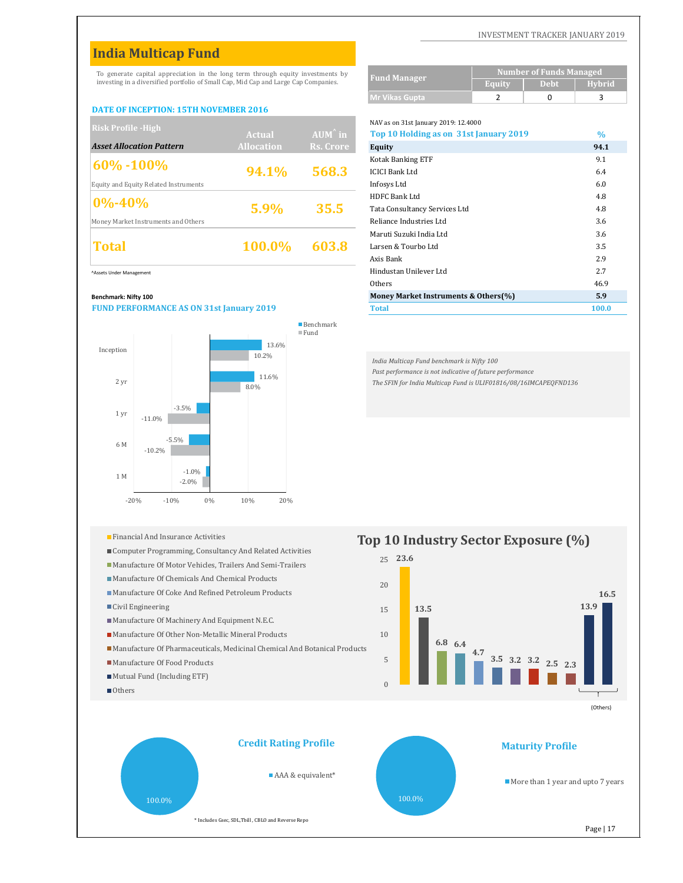# India Multicap Fund

To generate capital appreciation in the long term through equity investments by investing in a diversified portfolio of Small Cap, Mid Cap and Large Cap Companies.

| Fund Manager | Number of Funds Managed | | |
|---|---|---|---|
| | Equity | Debt | Hybrid |
| Mr Vikas Gupta | 2 | 0 | 3 |

**DATE OF INCEPTION: 15TH NOVEMBER 2016**

| Risk Profile -High<br>*Asset Allocation Pattern* | Actual Allocation | AUM^ in Rs. Crore |
|---|---|---|
| 60% -100%<br>Equity and Equity Related Instruments | 94.1% | 568.3 |
| 0%-40%<br>Money Market Instruments and Others | 5.9% | 35.5 |
| **Total** | **100.0%** | **603.8** |

^Assets Under Management

NAV as on 31st January 2019: 12.4000

| Top 10 Holding as on 31st January 2019 | % |
|---|---|
| **Equity** | **94.1** |
| Kotak Banking ETF | 9.1 |
| ICICI Bank Ltd | 6.4 |
| Infosys Ltd | 6.0 |
| HDFC Bank Ltd | 4.8 |
| Tata Consultancy Services Ltd | 4.8 |
| Reliance Industries Ltd | 3.6 |
| Maruti Suzuki India Ltd | 3.6 |
| Larsen & Tourbo Ltd | 3.5 |
| Axis Bank | 2.9 |
| Hindustan Unilever Ltd | 2.7 |
| Others | 46.9 |
| **Money Market Instruments & Others(%)** | **5.9** |
| **Total** | **100.0** |

**Benchmark: Nifty 100**

**FUND PERFORMANCE AS ON 31st January 2019**

| Period | Benchmark | Fund |
|---|---|---|
| Inception | 13.6% | 10.2% |
| 2 yr | 11.6% | 8.0% |
| 1 yr | -3.5% | -11.0% |
| 6 M | -5.5% | -10.2% |
| 1 M | -1.0% | -2.0% |

*India Multicap Fund benchmark is Nifty 100*
*Past performance is not indicative of future performance*
*The SFIN for India Multicap Fund is ULIF01816/08/16IMCAPEQFND136*

## Top 10 Industry Sector Exposure (%)

| Sector | % |
|---|---|
| Financial And Insurance Activities | 23.6 |
| Computer Programming, Consultancy And Related Activities | 13.5 |
| Manufacture Of Motor Vehicles, Trailers And Semi-Trailers | 6.8 |
| Manufacture Of Chemicals And Chemical Products | 6.4 |
| Manufacture Of Coke And Refined Petroleum Products | 4.7 |
| Civil Engineering | 3.5 |
| Manufacture Of Machinery And Equipment N.E.C. | 3.2 |
| Manufacture Of Other Non-Metallic Mineral Products | 3.2 |
| Manufacture Of Pharmaceuticals, Medicinal Chemical And Botanical Products | 2.5 |
| Manufacture Of Food Products | 2.3 |
| Mutual Fund (Including ETF) (Others) | 13.9 |
| Others (Others) | 16.5 |

## Credit Rating Profile

AAA & equivalent*: 100.0%

\* Includes Gsec, SDL,Tbill, CBLO and Reverse Repo

## Maturity Profile

More than 1 year and upto 7 years: 100.0%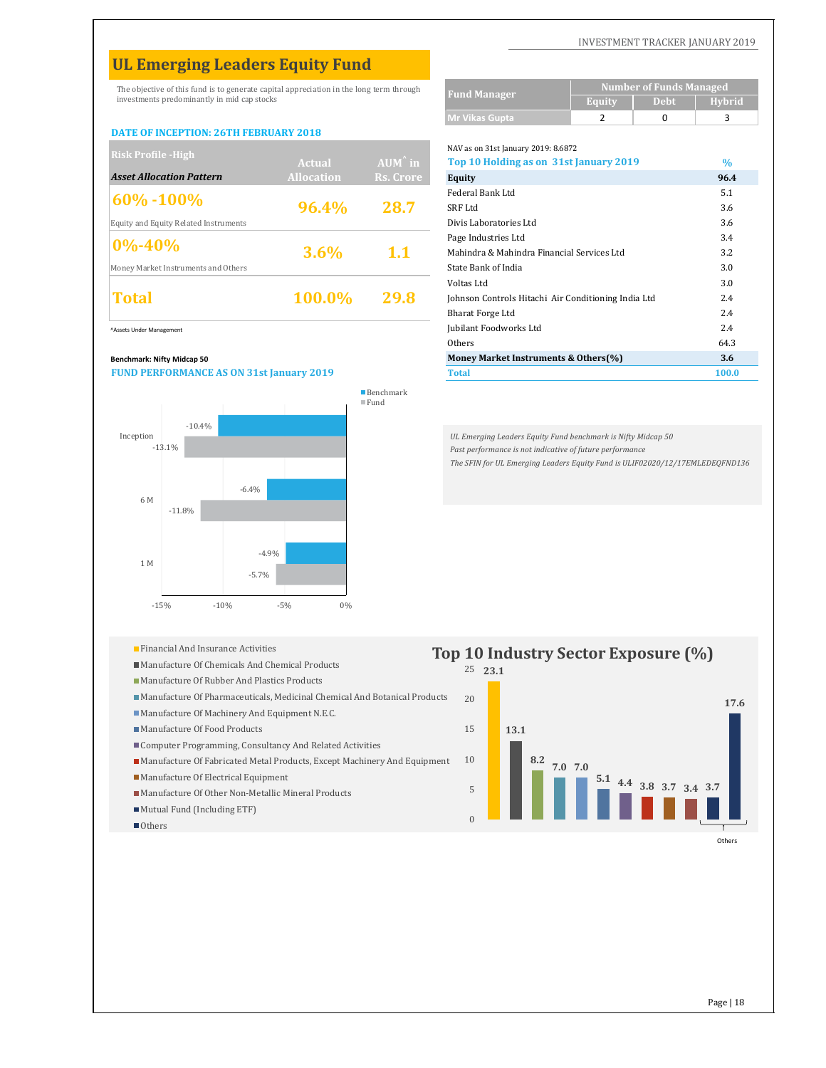# UL Emerging Leaders Equity Fund

The objective of this fund is to generate capital appreciation in the long term through investments predominantly in mid cap stocks

| Fund Manager | Number of Funds Managed | | |
|---|---|---|---|
| | Equity | Debt | Hybrid |
| Mr Vikas Gupta | 2 | 0 | 3 |

**DATE OF INCEPTION: 26TH FEBRUARY 2018**

| Risk Profile -High<br>*Asset Allocation Pattern* | Actual Allocation | AUM^ in Rs. Crore |
|---|---|---|
| **60% -100%**<br>Equity and Equity Related Instruments | 96.4% | 28.7 |
| **0%-40%**<br>Money Market Instruments and Others | 3.6% | 1.1 |
| **Total** | 100.0% | 29.8 |

^Assets Under Management

NAV as on 31st January 2019: 8.6872

| Top 10 Holding as on 31st January 2019 | % |
|---|---|
| **Equity** | **96.4** |
| Federal Bank Ltd | 5.1 |
| SRF Ltd | 3.6 |
| Divis Laboratories Ltd | 3.6 |
| Page Industries Ltd | 3.4 |
| Mahindra & Mahindra Financial Services Ltd | 3.2 |
| State Bank of India | 3.0 |
| Voltas Ltd | 3.0 |
| Johnson Controls Hitachi Air Conditioning India Ltd | 2.4 |
| Bharat Forge Ltd | 2.4 |
| Jubilant Foodworks Ltd | 2.4 |
| Others | 64.3 |
| **Money Market Instruments & Others(%)** | **3.6** |
| **Total** | **100.0** |

**Benchmark: Nifty Midcap 50**

**FUND PERFORMANCE AS ON 31st January 2019**

| Period | Benchmark | Fund |
|---|---|---|
| Inception | -10.4% | -13.1% |
| 6 M | -6.4% | -11.8% |
| 1 M | -4.9% | -5.7% |

*UL Emerging Leaders Equity Fund benchmark is Nifty Midcap 50*

*Past performance is not indicative of future performance*

*The SFIN for UL Emerging Leaders Equity Fund is ULIF02020/12/17EMLEDEQFND136*

## Top 10 Industry Sector Exposure (%)

| Sector | % |
|---|---|
| Financial And Insurance Activities | 23.1 |
| Manufacture Of Chemicals And Chemical Products | 13.1 |
| Manufacture Of Rubber And Plastics Products | 8.2 |
| Manufacture Of Pharmaceuticals, Medicinal Chemical And Botanical Products | 7.0 |
| Manufacture Of Machinery And Equipment N.E.C. | 7.0 |
| Manufacture Of Food Products | 5.1 |
| Computer Programming, Consultancy And Related Activities | 4.4 |
| Manufacture Of Fabricated Metal Products, Except Machinery And Equipment | 3.8 |
| Manufacture Of Electrical Equipment | 3.7 |
| Manufacture Of Other Non-Metallic Mineral Products | 3.4 |
| Mutual Fund (Including ETF) | 3.7 |
| Others | 17.6 |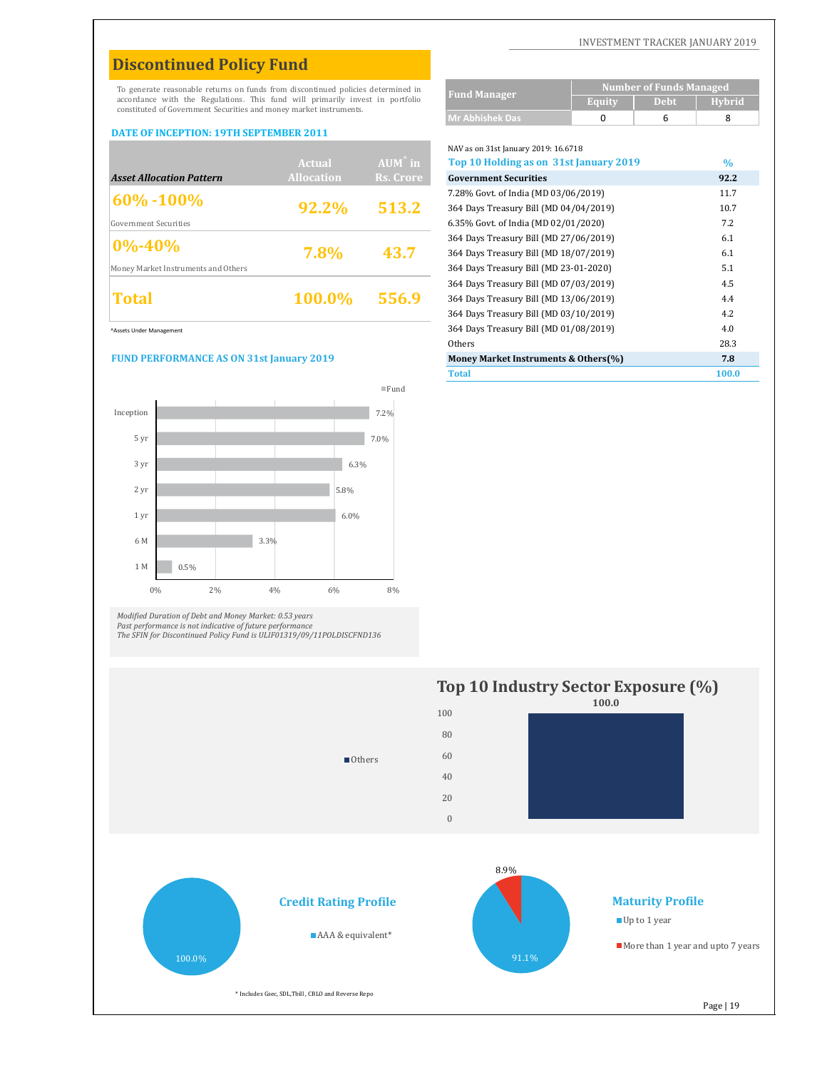# Discontinued Policy Fund

To generate reasonable returns on funds from discontinued policies determined in accordance with the Regulations. This fund will primarily invest in portfolio constituted of Government Securities and money market instruments.

**DATE OF INCEPTION: 19TH SEPTEMBER 2011**

| Asset Allocation Pattern | Actual Allocation | AUM^ in Rs. Crore |
|---|---|---|
| **60% -100%** Government Securities | 92.2% | 513.2 |
| **0%-40%** Money Market Instruments and Others | 7.8% | 43.7 |
| **Total** | 100.0% | 556.9 |

^Assets Under Management

| Fund Manager | Number of Funds Managed | | |
|---|---|---|---|
| | Equity | Debt | Hybrid |
| Mr Abhishek Das | 0 | 6 | 8 |

NAV as on 31st January 2019: 16.6718

| Top 10 Holding as on 31st January 2019 | % |
|---|---|
| **Government Securities** | **92.2** |
| 7.28% Govt. of India (MD 03/06/2019) | 11.7 |
| 364 Days Treasury Bill (MD 04/04/2019) | 10.7 |
| 6.35% Govt. of India (MD 02/01/2020) | 7.2 |
| 364 Days Treasury Bill (MD 27/06/2019) | 6.1 |
| 364 Days Treasury Bill (MD 18/07/2019) | 6.1 |
| 364 Days Treasury Bill (MD 23-01-2020) | 5.1 |
| 364 Days Treasury Bill (MD 07/03/2019) | 4.5 |
| 364 Days Treasury Bill (MD 13/06/2019) | 4.4 |
| 364 Days Treasury Bill (MD 03/10/2019) | 4.2 |
| 364 Days Treasury Bill (MD 01/08/2019) | 4.0 |
| Others | 28.3 |
| **Money Market Instruments & Others(%)** | **7.8** |
| **Total** | **100.0** |

**FUND PERFORMANCE AS ON 31st January 2019**

| Period | Fund |
|---|---|
| Inception | 7.2% |
| 5 yr | 7.0% |
| 3 yr | 6.3% |
| 2 yr | 5.8% |
| 1 yr | 6.0% |
| 6 M | 3.3% |
| 1 M | 0.5% |

*Modified Duration of Debt and Money Market: 0.53 years*
*Past performance is not indicative of future performance*
*The SFIN for Discontinued Policy Fund is ULIF01319/09/11POLDISCFND136*

## Top 10 Industry Sector Exposure (%)

| Sector | % |
|---|---|
| Others | 100.0 |

## Credit Rating Profile

| Rating | % |
|---|---|
| AAA & equivalent* | 100.0% |

## Maturity Profile

| Maturity | % |
|---|---|
| Up to 1 year | 91.1% |
| More than 1 year and upto 7 years | 8.9% |

\* Includes Gsec, SDL,Tbill, CBLO and Reverse Repo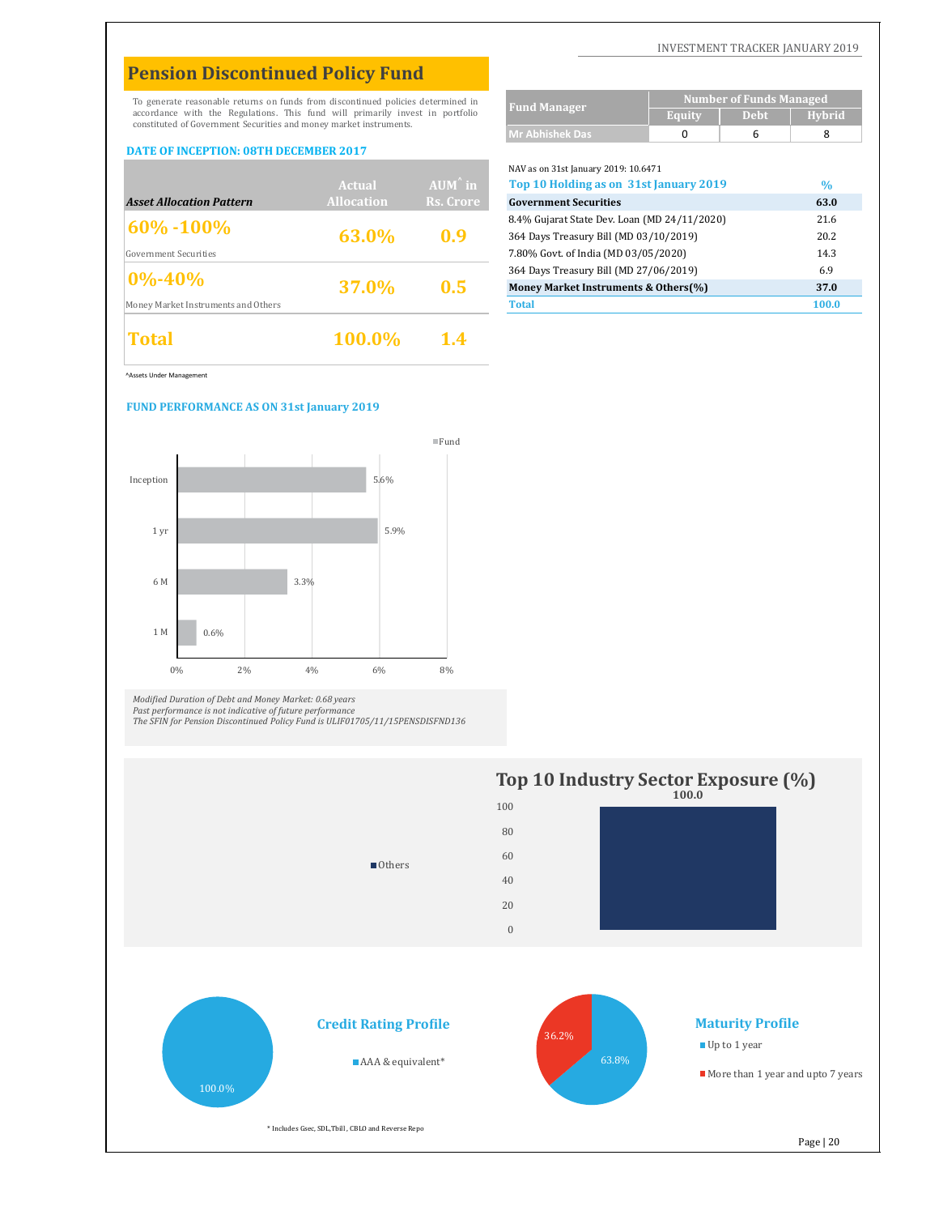# Pension Discontinued Policy Fund

To generate reasonable returns on funds from discontinued policies determined in accordance with the Regulations. This fund will primarily invest in portfolio constituted of Government Securities and money market instruments.

**DATE OF INCEPTION: 08TH DECEMBER 2017**

| Asset Allocation Pattern | Actual Allocation | AUM^ in Rs. Crore |
|---|---|---|
| **60% -100%** Government Securities | 63.0% | 0.9 |
| **0%-40%** Money Market Instruments and Others | 37.0% | 0.5 |
| **Total** | 100.0% | 1.4 |

^Assets Under Management

| Fund Manager | Number of Funds Managed | | |
|---|---|---|---|
| | Equity | Debt | Hybrid |
| Mr Abhishek Das | 0 | 6 | 8 |

NAV as on 31st January 2019: 10.6471

| Top 10 Holding as on 31st January 2019 | % |
|---|---|
| **Government Securities** | **63.0** |
| 8.4% Gujarat State Dev. Loan (MD 24/11/2020) | 21.6 |
| 364 Days Treasury Bill (MD 03/10/2019) | 20.2 |
| 7.80% Govt. of India (MD 03/05/2020) | 14.3 |
| 364 Days Treasury Bill (MD 27/06/2019) | 6.9 |
| **Money Market Instruments & Others(%)** | **37.0** |
| **Total** | **100.0** |

**FUND PERFORMANCE AS ON 31st January 2019**

| Period | Fund |
|---|---|
| Inception | 5.6% |
| 1 yr | 5.9% |
| 6 M | 3.3% |
| 1 M | 0.6% |

*Modified Duration of Debt and Money Market: 0.68 years*
*Past performance is not indicative of future performance*
*The SFIN for Pension Discontinued Policy Fund is ULIF01705/11/15PENSDISFND136*

## Top 10 Industry Sector Exposure (%)

| Sector | % |
|---|---|
| Others | 100.0 |

## Credit Rating Profile

| Rating | % |
|---|---|
| AAA & equivalent* | 100.0% |

## Maturity Profile

| Maturity | % |
|---|---|
| Up to 1 year | 63.8% |
| More than 1 year and upto 7 years | 36.2% |

\* Includes Gsec, SDL,Tbill, CBLO and Reverse Repo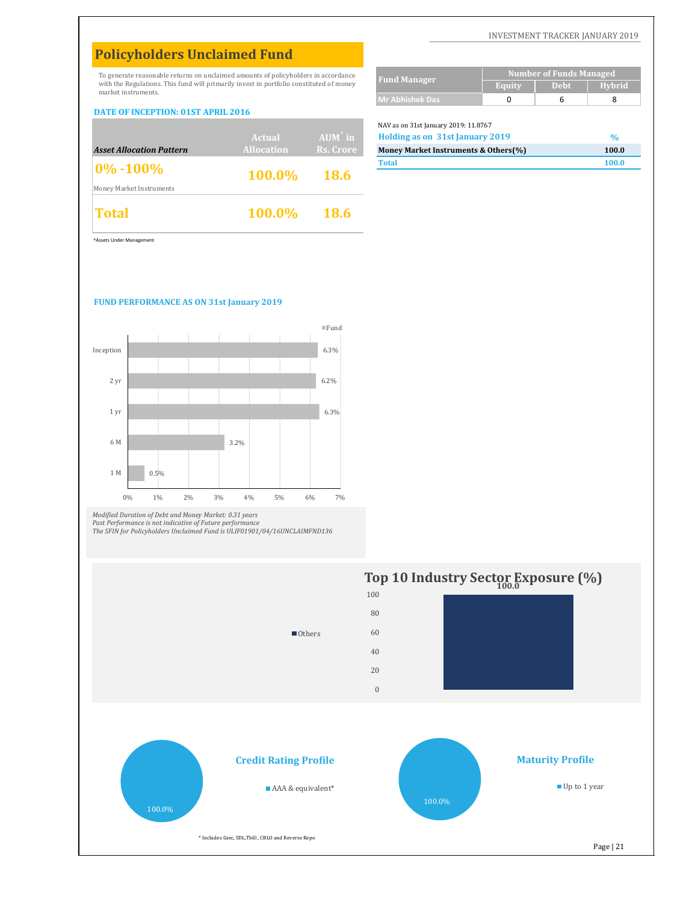# Policyholders Unclaimed Fund

To generate reasonable returns on unclaimed amounts of policyholders in accordance with the Regulations. This fund will primarily invest in portfolio constituted of money market instruments.

**DATE OF INCEPTION: 01ST APRIL 2016**

| Asset Allocation Pattern | Actual Allocation | AUM^ in Rs. Crore |
|---|---|---|
| **0% -100%** Money Market Instruments | 100.0% | 18.6 |
| **Total** | 100.0% | 18.6 |

^Assets Under Management

| Fund Manager | Number of Funds Managed | | |
|---|---|---|---|
| | Equity | Debt | Hybrid |
| Mr Abhishek Das | 0 | 6 | 8 |

NAV as on 31st January 2019: 11.8767

| Holding as on 31st January 2019 | % |
|---|---|
| **Money Market Instruments & Others(%)** | **100.0** |
| **Total** | **100.0** |

**FUND PERFORMANCE AS ON 31st January 2019**

| Period | Fund |
|---|---|
| Inception | 6.3% |
| 2 yr | 6.2% |
| 1 yr | 6.3% |
| 6 M | 3.2% |
| 1 M | 0.5% |

*Modified Duration of Debt and Money Market: 0.31 years*
*Past Performance is not indicative of Future performance*
*The SFIN for Policyholders Unclaimed Fund is ULIF01901/04/16UNCLAIMFND136*

**Top 10 Industry Sector Exposure (%)**

| Sector | % |
|---|---|
| Others | 100.0 |

**Credit Rating Profile**

| Rating | % |
|---|---|
| AAA & equivalent* | 100.0% |

**Maturity Profile**

| Maturity | % |
|---|---|
| Up to 1 year | 100.0% |

\* Includes Gsec, SDL,Tbill , CBLO and Reverse Repo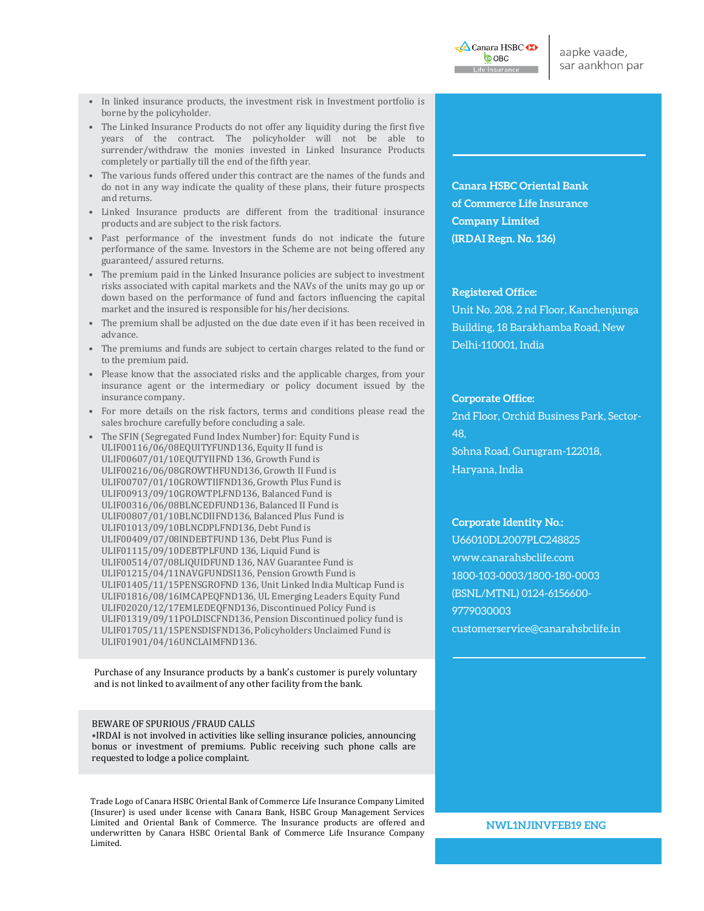- In linked insurance products, the investment risk in Investment portfolio is borne by the policyholder.
- The Linked Insurance Products do not offer any liquidity during the first five years of the contract. The policyholder will not be able to surrender/withdraw the monies invested in Linked Insurance Products completely or partially till the end of the fifth year.
- The various funds offered under this contract are the names of the funds and do not in any way indicate the quality of these plans, their future prospects and returns.
- Linked Insurance products are different from the traditional insurance products and are subject to the risk factors.
- Past performance of the investment funds do not indicate the future performance of the same. Investors in the Scheme are not being offered any guaranteed/ assured returns.
- The premium paid in the Linked Insurance policies are subject to investment risks associated with capital markets and the NAVs of the units may go up or down based on the performance of fund and factors influencing the capital market and the insured is responsible for his/her decisions.
- The premium shall be adjusted on the due date even if it has been received in advance.
- The premiums and funds are subject to certain charges related to the fund or to the premium paid.
- Please know that the associated risks and the applicable charges, from your insurance agent or the intermediary or policy document issued by the insurance company.
- For more details on the risk factors, terms and conditions please read the sales brochure carefully before concluding a sale.
- The SFIN (Segregated Fund Index Number) for: Equity Fund is ULIF00116/06/08EQUITYFUND136, Equity II fund is ULIF00607/01/10EQUTYIIFND 136, Growth Fund is ULIF00216/06/08GROWTHFUND136, Growth II Fund is ULIF00707/01/10GROWTIIFND136, Growth Plus Fund is ULIF00913/09/10GROWTPLFND136, Balanced Fund is ULIF00316/06/08BLNCEDFUND136, Balanced II Fund is ULIF00807/01/10BLNCDIIFND136, Balanced Plus Fund is ULIF01013/09/10BLNCDPLFND136, Debt Fund is ULIF00409/07/08INDEBTFUND 136, Debt Plus Fund is ULIF01115/09/10DEBTPLFUND 136, Liquid Fund is ULIF00514/07/08LIQUIDFUND 136, NAV Guarantee Fund is ULIF01215/04/11NAVGFUNDSI136, Pension Growth Fund is ULIF01405/11/15PENSGROFND 136, Unit Linked India Multicap Fund is ULIF01816/08/16IMCAPEQFND136, UL Emerging Leaders Equity Fund ULIF02020/12/17EMLEDEQFND136, Discontinued Policy Fund is ULIF01319/09/11POLDISCFND136, Pension Discontinued policy fund is ULIF01705/11/15PENSDISFND136, Policyholders Unclaimed Fund is ULIF01901/04/16UNCLAIMFND136.

Purchase of any Insurance products by a bank's customer is purely voluntary and is not linked to availment of any other facility from the bank.

BEWARE OF SPURIOUS /FRAUD CALLS

•IRDAI is not involved in activities like selling insurance policies, announcing bonus or investment of premiums. Public receiving such phone calls are requested to lodge a police complaint.

Trade Logo of Canara HSBC Oriental Bank of Commerce Life Insurance Company Limited (Insurer) is used under license with Canara Bank, HSBC Group Management Services Limited and Oriental Bank of Commerce. The Insurance products are offered and underwritten by Canara HSBC Oriental Bank of Commerce Life Insurance Company Limited.

Canara HSBC OBC Life Insurance

aapke vaade, sar aankhon par

**Canara HSBC Oriental Bank of Commerce Life Insurance Company Limited (IRDAI Regn. No. 136)**

**Registered Office:**
Unit No. 208, 2 nd Floor, Kanchenjunga Building, 18 Barakhamba Road, New Delhi-110001, India

**Corporate Office:**
2nd Floor, Orchid Business Park, Sector-48,
Sohna Road, Gurugram-122018,
Haryana, India

**Corporate Identity No.:**
U66010DL2007PLC248825
www.canarahsbclife.com
1800-103-0003/1800-180-0003
(BSNL/MTNL) 0124-6156600-9779030003
customerservice@canarahsbclife.in

**NWL1NJINVFEB19 ENG**